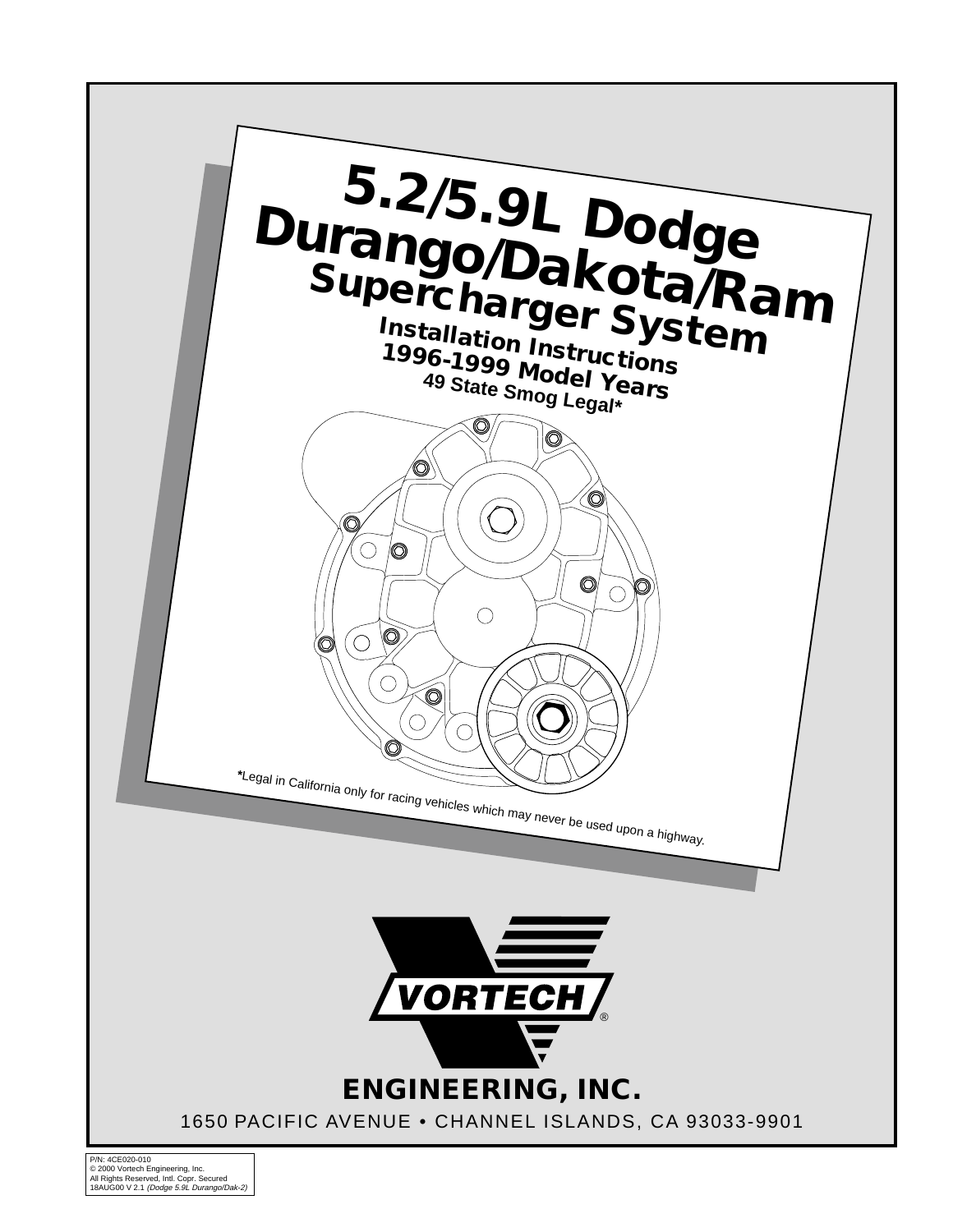# 5.2/5.9L Dodge Durango/Dakota/Ram

## Supercharger System

### Installation Instructions

### 1996-1999 Model Years

**49 State Smog Legal***

*Legal in California only for racing vehicles which may never be used upon a highway.

VORTECH®

ENGINEERING, INC.

1650 PACIFIC AVENUE • CHANNEL ISLANDS, CA 93033-9901

P/N: 4CE020-010
© 2000 Vortech Engineering, Inc.
All Rights Reserved, Intl. Copr. Secured
18AUG00 V 2.1 *(Dodge 5.9L Durango/Dak-2)*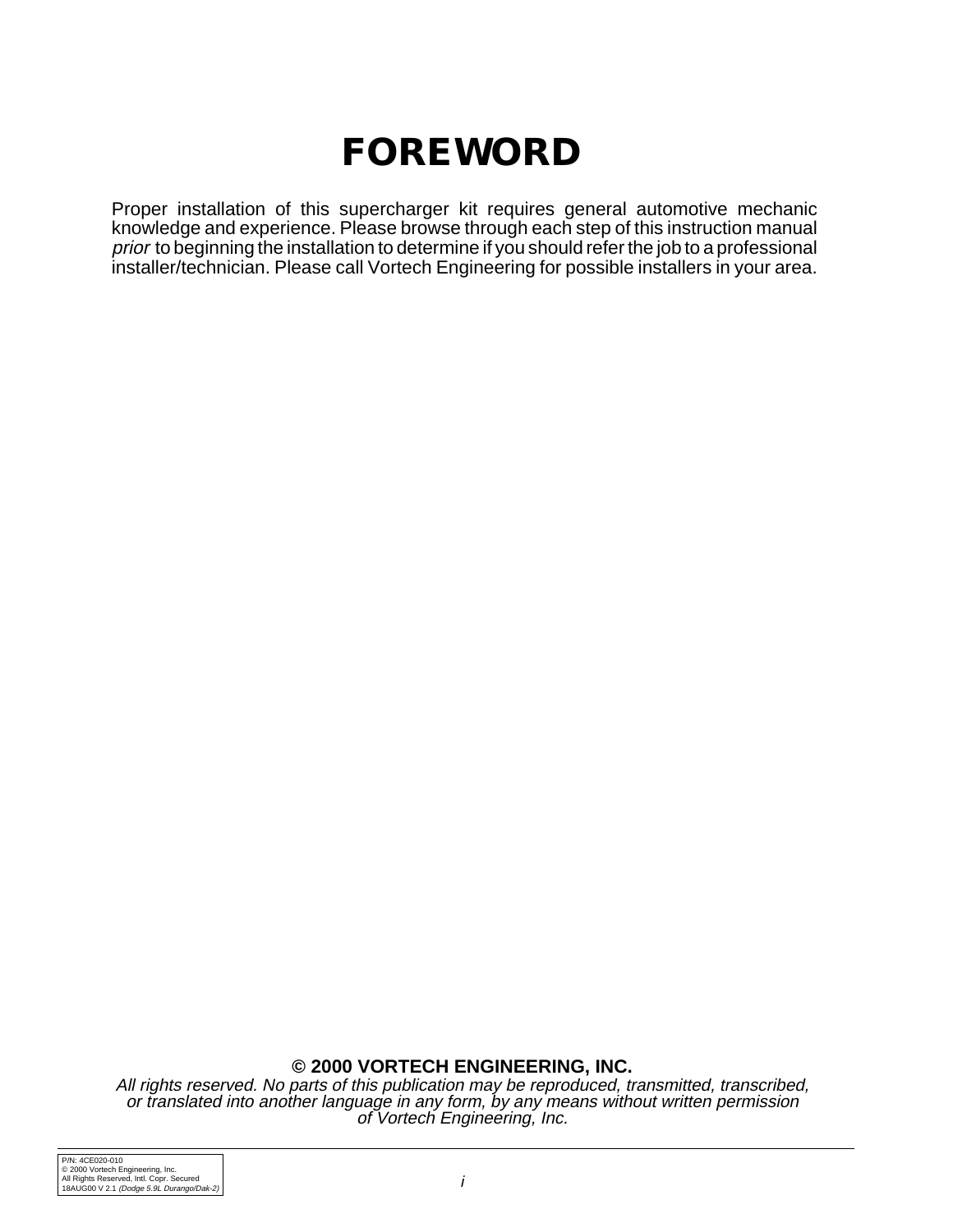# FOREWORD

Proper installation of this supercharger kit requires general automotive mechanic knowledge and experience. Please browse through each step of this instruction manual *prior* to beginning the installation to determine if you should refer the job to a professional installer/technician. Please call Vortech Engineering for possible installers in your area.

**© 2000 VORTECH ENGINEERING, INC.**

*All rights reserved. No parts of this publication may be reproduced, transmitted, transcribed, or translated into another language in any form, by any means without written permission of Vortech Engineering, Inc.*

P/N: 4CE020-010
© 2000 Vortech Engineering, Inc.
All Rights Reserved, Intl. Copr. Secured
18AUG00 V 2.1 *(Dodge 5.9L Durango/Dak-2)*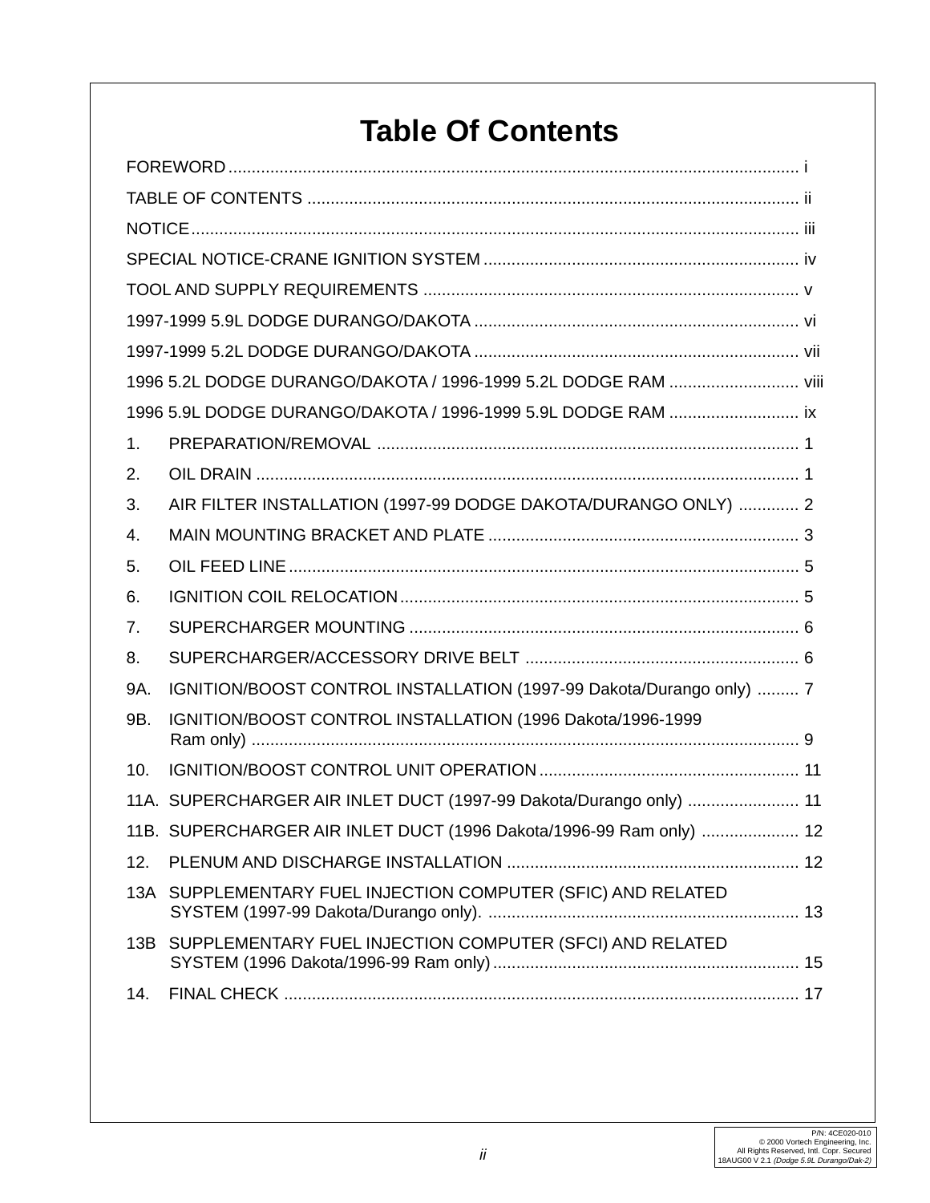# Table Of Contents

FOREWORD .......................................................................................................................... i

TABLE OF CONTENTS ......................................................................................................... ii

NOTICE ................................................................................................................................. iii

SPECIAL NOTICE-CRANE IGNITION SYSTEM ................................................................... iv

TOOL AND SUPPLY REQUIREMENTS ................................................................................ v

1997-1999 5.9L DODGE DURANGO/DAKOTA ..................................................................... vi

1997-1999 5.2L DODGE DURANGO/DAKOTA ..................................................................... vii

1996 5.2L DODGE DURANGO/DAKOTA / 1996-1999 5.2L DODGE RAM ............................ viii

1996 5.9L DODGE DURANGO/DAKOTA / 1996-1999 5.9L DODGE RAM ............................ ix

1. PREPARATION/REMOVAL .......................................................................................... 1
2. OIL DRAIN .................................................................................................................... 1
3. AIR FILTER INSTALLATION (1997-99 DODGE DAKOTA/DURANGO ONLY) ............. 2
4. MAIN MOUNTING BRACKET AND PLATE .................................................................. 3
5. OIL FEED LINE ............................................................................................................. 5
6. IGNITION COIL RELOCATION ..................................................................................... 5
7. SUPERCHARGER MOUNTING ................................................................................... 6
8. SUPERCHARGER/ACCESSORY DRIVE BELT ........................................................... 6

9A. IGNITION/BOOST CONTROL INSTALLATION (1997-99 Dakota/Durango only) ......... 7

9B. IGNITION/BOOST CONTROL INSTALLATION (1996 Dakota/1996-1999 Ram only) ..................................................................................................................... 9

10. IGNITION/BOOST CONTROL UNIT OPERATION ........................................................ 11

11A. SUPERCHARGER AIR INLET DUCT (1997-99 Dakota/Durango only) ........................ 11

11B. SUPERCHARGER AIR INLET DUCT (1996 Dakota/1996-99 Ram only) ..................... 12

12. PLENUM AND DISCHARGE INSTALLATION .............................................................. 12

13A SUPPLEMENTARY FUEL INJECTION COMPUTER (SFIC) AND RELATED SYSTEM (1997-99 Dakota/Durango only). .................................................................. 13

13B SUPPLEMENTARY FUEL INJECTION COMPUTER (SFCI) AND RELATED SYSTEM (1996 Dakota/1996-99 Ram only) ................................................................. 15

14. FINAL CHECK .............................................................................................................. 17

P/N: 4CE020-010
© 2000 Vortech Engineering, Inc.
All Rights Reserved, Intl. Copr. Secured
18AUG00 V 2.1 *(Dodge 5.9L Durango/Dak-2)*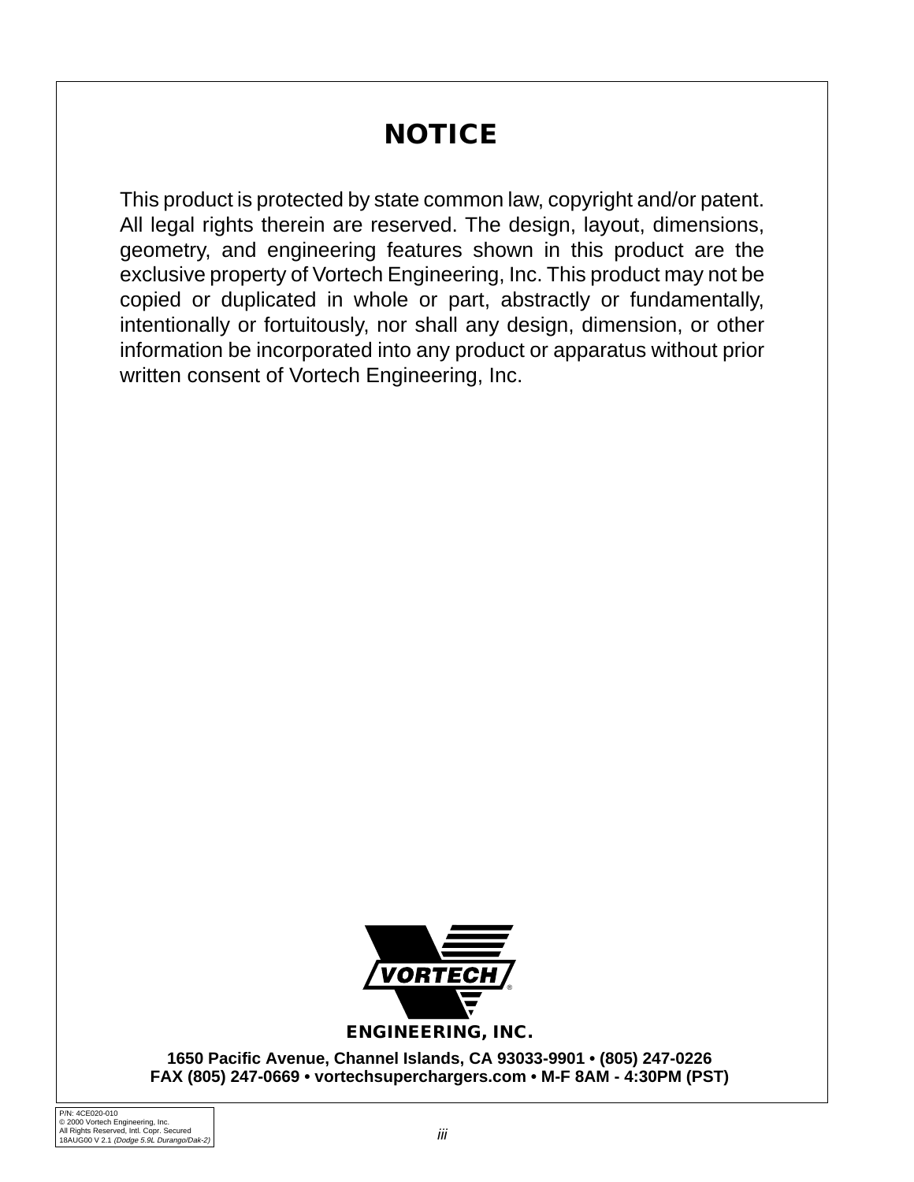# NOTICE

This product is protected by state common law, copyright and/or patent. All legal rights therein are reserved. The design, layout, dimensions, geometry, and engineering features shown in this product are the exclusive property of Vortech Engineering, Inc. This product may not be copied or duplicated in whole or part, abstractly or fundamentally, intentionally or fortuitously, nor shall any design, dimension, or other information be incorporated into any product or apparatus without prior written consent of Vortech Engineering, Inc.

VORTECH®
ENGINEERING, INC.

**1650 Pacific Avenue, Channel Islands, CA 93033-9901 • (805) 247-0226**
**FAX (805) 247-0669 • vortechsuperchargers.com • M-F 8AM - 4:30PM (PST)**

P/N: 4CE020-010
© 2000 Vortech Engineering, Inc.
All Rights Reserved, Intl. Copr. Secured
18AUG00 V 2.1 *(Dodge 5.9L Durango/Dak-2)*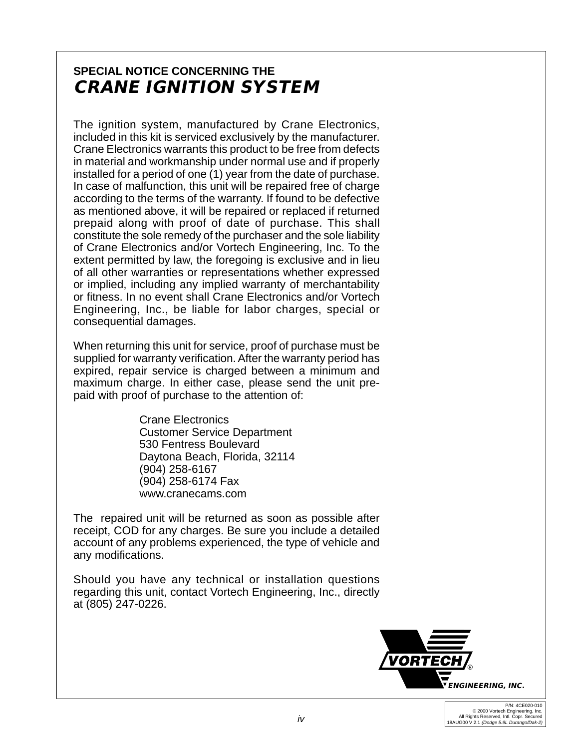## SPECIAL NOTICE CONCERNING THE
# *CRANE IGNITION SYSTEM*

The ignition system, manufactured by Crane Electronics, included in this kit is serviced exclusively by the manufacturer. Crane Electronics warrants this product to be free from defects in material and workmanship under normal use and if properly installed for a period of one (1) year from the date of purchase. In case of malfunction, this unit will be repaired free of charge according to the terms of the warranty. If found to be defective as mentioned above, it will be repaired or replaced if returned prepaid along with proof of date of purchase. This shall constitute the sole remedy of the purchaser and the sole liability of Crane Electronics and/or Vortech Engineering, Inc. To the extent permitted by law, the foregoing is exclusive and in lieu of all other warranties or representations whether expressed or implied, including any implied warranty of merchantability or fitness. In no event shall Crane Electronics and/or Vortech Engineering, Inc., be liable for labor charges, special or consequential damages.

When returning this unit for service, proof of purchase must be supplied for warranty verification. After the warranty period has expired, repair service is charged between a minimum and maximum charge. In either case, please send the unit pre-paid with proof of purchase to the attention of:

> Crane Electronics
> Customer Service Department
> 530 Fentress Boulevard
> Daytona Beach, Florida, 32114
> (904) 258-6167
> (904) 258-6174 Fax
> www.cranecams.com

The repaired unit will be returned as soon as possible after receipt, COD for any charges. Be sure you include a detailed account of any problems experienced, the type of vehicle and any modifications.

Should you have any technical or installation questions regarding this unit, contact Vortech Engineering, Inc., directly at (805) 247-0226.

VORTECH® ENGINEERING, INC.

P/N: 4CE020-010
© 2000 Vortech Engineering, Inc.
All Rights Reserved, Intl. Copr. Secured
18AUG00 V 2.1 *(Dodge 5.9L Durango/Dak-2)*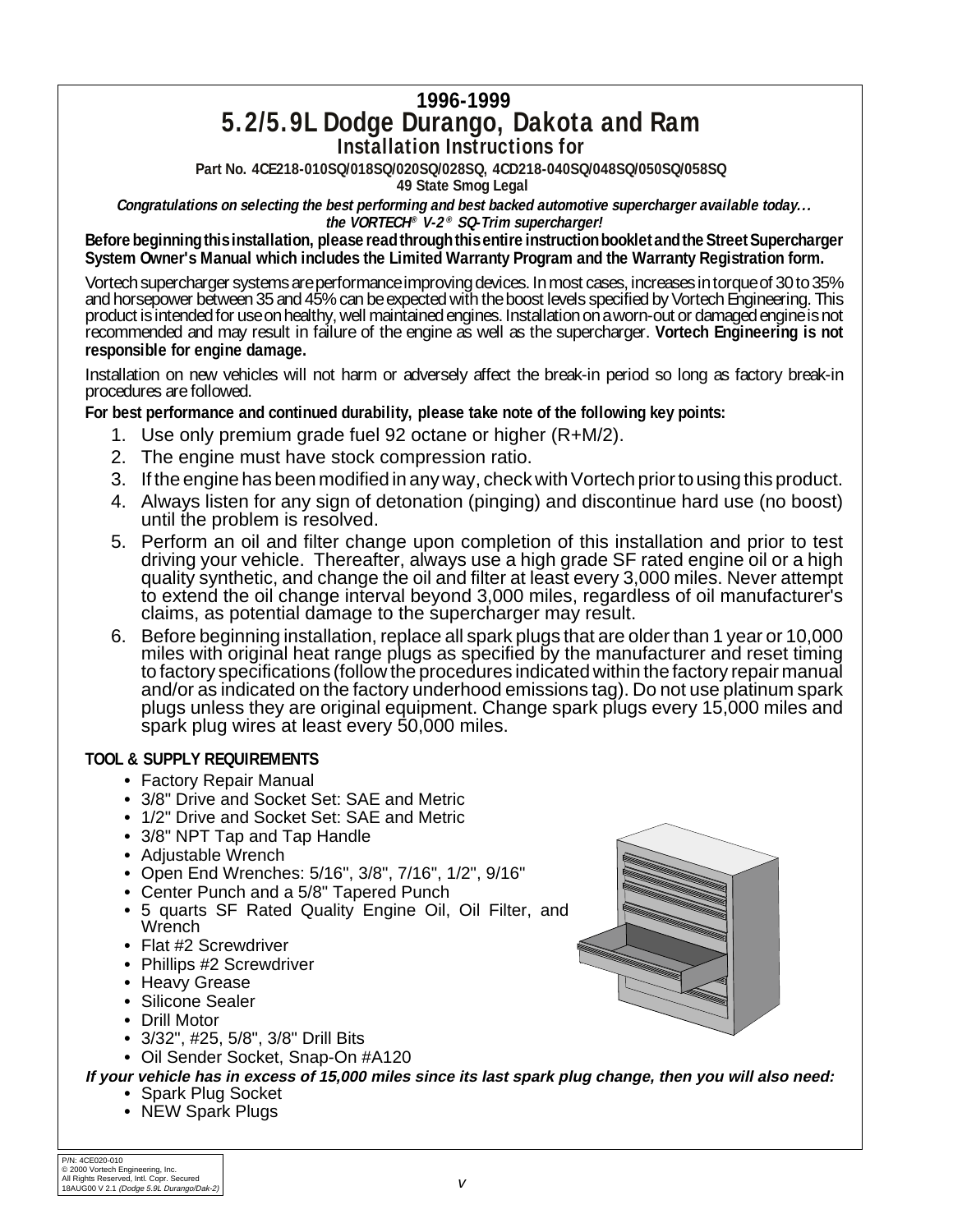# 1996-1999
# 5.2/5.9L Dodge Durango, Dakota and Ram
## Installation Instructions for

**Part No. 4CE218-010SQ/018SQ/020SQ/028SQ, 4CD218-040SQ/048SQ/050SQ/058SQ**
**49 State Smog Legal**

***Congratulations on selecting the best performing and best backed automotive supercharger available today… the VORTECH® V-2® SQ-Trim supercharger!***

**Before beginning this installation, please read through this entire instruction booklet and the Street Supercharger System Owner's Manual which includes the Limited Warranty Program and the Warranty Registration form.**

Vortech supercharger systems are performance improving devices. In most cases, increases in torque of 30 to 35% and horsepower between 35 and 45% can be expected with the boost levels specified by Vortech Engineering. This product is intended for use on healthy, well maintained engines. Installation on a worn-out or damaged engine is not recommended and may result in failure of the engine as well as the supercharger. **Vortech Engineering is not responsible for engine damage.**

Installation on new vehicles will not harm or adversely affect the break-in period so long as factory break-in procedures are followed.

**For best performance and continued durability, please take note of the following key points:**

1. Use only premium grade fuel 92 octane or higher (R+M/2).
2. The engine must have stock compression ratio.
3. If the engine has been modified in any way, check with Vortech prior to using this product.
4. Always listen for any sign of detonation (pinging) and discontinue hard use (no boost) until the problem is resolved.
5. Perform an oil and filter change upon completion of this installation and prior to test driving your vehicle. Thereafter, always use a high grade SF rated engine oil or a high quality synthetic, and change the oil and filter at least every 3,000 miles. Never attempt to extend the oil change interval beyond 3,000 miles, regardless of oil manufacturer's claims, as potential damage to the supercharger may result.
6. Before beginning installation, replace all spark plugs that are older than 1 year or 10,000 miles with original heat range plugs as specified by the manufacturer and reset timing to factory specifications (follow the procedures indicated within the factory repair manual and/or as indicated on the factory underhood emissions tag). Do not use platinum spark plugs unless they are original equipment. Change spark plugs every 15,000 miles and spark plug wires at least every 50,000 miles.

**TOOL & SUPPLY REQUIREMENTS**

- Factory Repair Manual
- 3/8" Drive and Socket Set: SAE and Metric
- 1/2" Drive and Socket Set: SAE and Metric
- 3/8" NPT Tap and Tap Handle
- Adjustable Wrench
- Open End Wrenches: 5/16", 3/8", 7/16", 1/2", 9/16"
- Center Punch and a 5/8" Tapered Punch
- 5 quarts SF Rated Quality Engine Oil, Oil Filter, and Wrench
- Flat #2 Screwdriver
- Phillips #2 Screwdriver
- Heavy Grease
- Silicone Sealer
- Drill Motor
- 3/32", #25, 5/8", 3/8" Drill Bits
- Oil Sender Socket, Snap-On #A120

***If your vehicle has in excess of 15,000 miles since its last spark plug change, then you will also need:***

- Spark Plug Socket
- NEW Spark Plugs

P/N: 4CE020-010
© 2000 Vortech Engineering, Inc.
All Rights Reserved, Intl. Copr. Secured
18AUG00 V 2.1 *(Dodge 5.9L Durango/Dak-2)*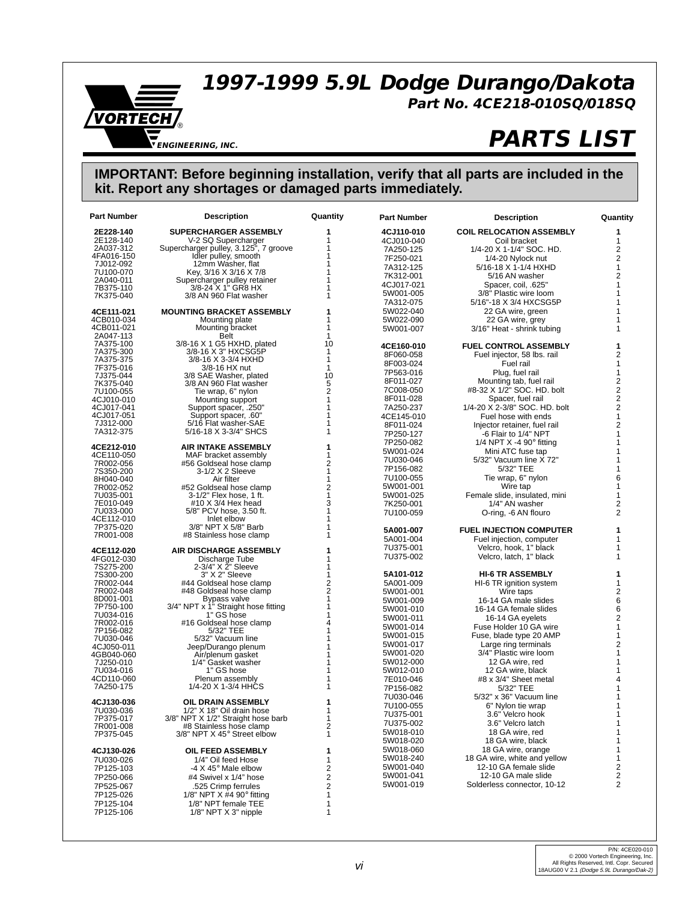# 1997-1999 5.9L Dodge Durango/Dakota

**Part No. 4CE218-010SQ/018SQ**

## PARTS LIST

**IMPORTANT: Before beginning installation, verify that all parts are included in the kit. Report any shortages or damaged parts immediately.**

| Part Number | Description | Quantity |
|---|---|---|
| **2E228-140** | **SUPERCHARGER ASSEMBLY** | **1** |
| 2E128-140 | V-2 SQ Supercharger | 1 |
| 2A037-312 | Supercharger pulley, 3.125", 7 groove | 1 |
| 4FA016-150 | Idler pulley, smooth | 1 |
| 7J012-092 | 12mm Washer, flat | 1 |
| 7U100-070 | Key, 3/16 X 3/16 X 7/8 | 1 |
| 2A040-011 | Supercharger pulley retainer | 1 |
| 7B375-110 | 3/8-24 X 1" GR8 HX | 1 |
| 7K375-040 | 3/8 AN 960 Flat washer | 1 |
| **4CE111-021** | **MOUNTING BRACKET ASSEMBLY** | **1** |
| 4CB010-034 | Mounting plate | 1 |
| 4CB011-021 | Mounting bracket | 1 |
| 2A047-113 | Belt | 1 |
| 7A375-100 | 3/8-16 X 1 G5 HXHD, plated | 10 |
| 7A375-300 | 3/8-16 X 3" HXCSG5P | 1 |
| 7A375-375 | 3/8-16 X 3-3/4 HXHD | 1 |
| 7F375-016 | 3/8-16 HX nut | 1 |
| 7J375-044 | 3/8 SAE Washer, plated | 10 |
| 7K375-040 | 3/8 AN 960 Flat washer | 5 |
| 7U100-055 | Tie wrap, 6" nylon | 2 |
| 4CJ010-010 | Mounting support | 1 |
| 4CJ017-041 | Support spacer, .250" | 1 |
| 4CJ017-051 | Support spacer, .60" | 1 |
| 7J312-000 | 5/16 Flat washer-SAE | 1 |
| 7A312-375 | 5/16-18 X 3-3/4" SHCS | 1 |
| **4CE212-010** | **AIR INTAKE ASSEMBLY** | **1** |
| 4CE110-050 | MAF bracket assembly | 1 |
| 7R002-056 | #56 Goldseal hose clamp | 2 |
| 7S350-200 | 3-1/2 X 2 Sleeve | 1 |
| 8H040-040 | Air filter | 1 |
| 7R002-052 | #52 Goldseal hose clamp | 2 |
| 7U035-001 | 3-1/2" Flex hose, 1 ft. | 1 |
| 7E010-049 | #10 X 3/4 Hex head | 3 |
| 7U033-000 | 5/8" PCV hose, 3.50 ft. | 1 |
| 4CE112-010 | Inlet elbow | 1 |
| 7P375-020 | 3/8" NPT X 5/8" Barb | 1 |
| 7R001-008 | #8 Stainless hose clamp | 1 |
| **4CE112-020** | **AIR DISCHARGE ASSEMBLY** | **1** |
| 4FG012-030 | Discharge Tube | 1 |
| 7S275-200 | 2-3/4" X 2" Sleeve | 1 |
| 7S300-200 | 3" X 2" Sleeve | 1 |
| 7R002-044 | #44 Goldseal hose clamp | 2 |
| 7R002-048 | #48 Goldseal hose clamp | 2 |
| 8D001-001 | Bypass valve | 1 |
| 7P750-100 | 3/4" NPT x 1" Straight hose fitting | 1 |
| 7U034-016 | 1" GS hose | 1 |
| 7R002-016 | #16 Goldseal hose clamp | 4 |
| 7P156-082 | 5/32" TEE | 1 |
| 7U030-046 | 5/32" Vacuum line | 1 |
| 4CJ050-011 | Jeep/Durango plenum | 1 |
| 4GB040-060 | Air/plenum gasket | 1 |
| 7J250-010 | 1/4" Gasket washer | 1 |
| 7U034-016 | 1" GS hose | 1 |
| 4CD110-060 | Plenum assembly | 1 |
| 7A250-175 | 1/4-20 X 1-3/4 HHCS | 1 |
| **4CJ130-036** | **OIL DRAIN ASSEMBLY** | **1** |
| 7U030-036 | 1/2" X 18" Oil drain hose | 1 |
| 7P375-017 | 3/8" NPT X 1/2" Straight hose barb | 1 |
| 7R001-008 | #8 Stainless hose clamp | 2 |
| 7P375-045 | 3/8" NPT X 45° Street elbow | 1 |
| **4CJ130-026** | **OIL FEED ASSEMBLY** | **1** |
| 7U030-026 | 1/4" Oil feed Hose | 1 |
| 7P125-103 | -4 X 45° Male elbow | 2 |
| 7P250-066 | #4 Swivel x 1/4" hose | 2 |
| 7P525-067 | .525 Crimp ferrules | 2 |
| 7P125-026 | 1/8" NPT X #4 90° fitting | 1 |
| 7P125-104 | 1/8" NPT female TEE | 1 |
| 7P125-106 | 1/8" NPT X 3" nipple | 1 |
| **4CJ110-010** | **COIL RELOCATION ASSEMBLY** | **1** |
| 4CJ010-040 | Coil bracket | 1 |
| 7A250-125 | 1/4-20 X 1-1/4" SOC. HD. | 2 |
| 7F250-021 | 1/4-20 Nylock nut | 2 |
| 7A312-125 | 5/16-18 X 1-1/4 HXHD | 1 |
| 7K312-001 | 5/16 AN washer | 2 |
| 4CJ017-021 | Spacer, coil, .625" | 1 |
| 5W001-005 | 3/8" Plastic wire loom | 1 |
| 7A312-075 | 5/16"-18 X 3/4 HXCSG5P | 1 |
| 5W022-040 | 22 GA wire, green | 1 |
| 5W022-090 | 22 GA wire, grey | 1 |
| 5W001-007 | 3/16" Heat - shrink tubing | 1 |
| **4CE160-010** | **FUEL CONTROL ASSEMBLY** | **1** |
| 8F060-058 | Fuel injector, 58 lbs. rail | 2 |
| 8F003-024 | Fuel rail | 1 |
| 7P563-016 | Plug, fuel rail | 1 |
| 8F011-027 | Mounting tab, fuel rail | 2 |
| 7C008-050 | #8-32 X 1/2" SOC. HD. bolt | 2 |
| 8F011-028 | Spacer, fuel rail | 2 |
| 7A250-237 | 1/4-20 X 2-3/8" SOC. HD. bolt | 2 |
| 4CE145-010 | Fuel hose with ends | 1 |
| 8F011-024 | Injector retainer, fuel rail | 2 |
| 7P250-127 | -6 Flair to 1/4" NPT | 1 |
| 7P250-082 | 1/4 NPT X -4 90° fitting | 1 |
| 5W001-024 | Mini ATC fuse tap | 1 |
| 7U030-046 | 5/32" Vacuum line X 72" | 1 |
| 7P156-082 | 5/32" TEE | 1 |
| 7U100-055 | Tie wrap, 6" nylon | 6 |
| 5W001-001 | Wire tap | 1 |
| 5W001-025 | Female slide, insulated, mini | 1 |
| 7K250-001 | 1/4" AN washer | 2 |
| 7U100-059 | O-ring, -6 AN flouro | 2 |
| **5A001-007** | **FUEL INJECTION COMPUTER** | **1** |
| 5A001-004 | Fuel injection, computer | 1 |
| 7U375-001 | Velcro, hook, 1" black | 1 |
| 7U375-002 | Velcro, latch, 1" black | 1 |
| **5A101-012** | **HI-6 TR ASSEMBLY** | **1** |
| 5A001-009 | HI-6 TR ignition system | 1 |
| 5W001-001 | Wire taps | 2 |
| 5W001-009 | 16-14 GA male slides | 6 |
| 5W001-010 | 16-14 GA female slides | 6 |
| 5W001-011 | 16-14 GA eyelets | 2 |
| 5W001-014 | Fuse Holder 10 GA wire | 1 |
| 5W001-015 | Fuse, blade type 20 AMP | 1 |
| 5W001-017 | Large ring terminals | 2 |
| 5W001-020 | 3/4" Plastic wire loom | 1 |
| 5W012-000 | 12 GA wire, red | 1 |
| 5W012-010 | 12 GA wire, black | 1 |
| 7E010-046 | #8 x 3/4" Sheet metal | 4 |
| 7P156-082 | 5/32" TEE | 1 |
| 7U030-046 | 5/32" x 36" Vacuum line | 1 |
| 7U100-055 | 6" Nylon tie wrap | 1 |
| 7U375-001 | 3.6" Velcro hook | 1 |
| 7U375-002 | 3.6" Velcro latch | 1 |
| 5W018-010 | 18 GA wire, red | 1 |
| 5W018-020 | 18 GA wire, black | 1 |
| 5W018-060 | 18 GA wire, orange | 1 |
| 5W018-240 | 18 GA wire, white and yellow | 1 |
| 5W001-040 | 12-10 GA female slide | 2 |
| 5W001-041 | 12-10 GA male slide | 2 |
| 5W001-019 | Solderless connector, 10-12 | 2 |

P/N: 4CE020-010
© 2000 Vortech Engineering, Inc.
All Rights Reserved, Intl. Copr. Secured
18AUG00 V 2.1 *(Dodge 5.9L Durango/Dak-2)*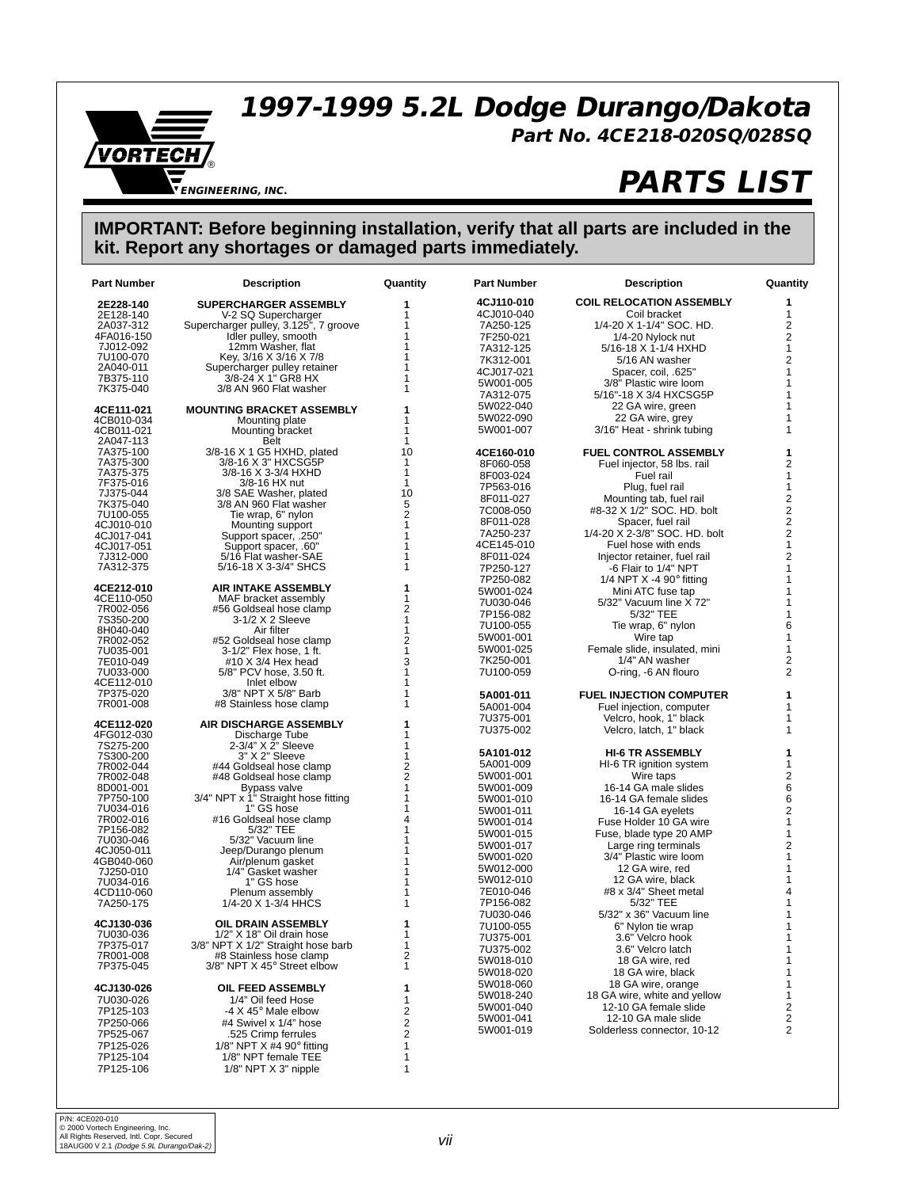# 1997-1999 5.2L Dodge Durango/Dakota

## Part No. 4CE218-020SQ/028SQ

VORTECH ENGINEERING, INC.

# PARTS LIST

**IMPORTANT: Before beginning installation, verify that all parts are included in the kit. Report any shortages or damaged parts immediately.**

| Part Number | Description | Quantity |
|---|---|---|
| **2E228-140** | **SUPERCHARGER ASSEMBLY** | **1** |
| 2E128-140 | V-2 SQ Supercharger | 1 |
| 2A037-312 | Supercharger pulley, 3.125", 7 groove | 1 |
| 4FA016-150 | Idler pulley, smooth | 1 |
| 7J012-092 | 12mm Washer, flat | 1 |
| 7U100-070 | Key, 3/16 X 3/16 X 7/8 | 1 |
| 2A040-011 | Supercharger pulley retainer | 1 |
| 7B375-110 | 3/8-24 X 1" GR8 HX | 1 |
| 7K375-040 | 3/8 AN 960 Flat washer | 1 |
| | | |
| **4CE111-021** | **MOUNTING BRACKET ASSEMBLY** | **1** |
| 4CB010-034 | Mounting plate | 1 |
| 4CB011-021 | Mounting bracket | 1 |
| 2A047-113 | Belt | 1 |
| 7A375-100 | 3/8-16 X 1 G5 HXHD, plated | 10 |
| 7A375-300 | 3/8-16 X 3" HXCSG5P | 1 |
| 7A375-375 | 3/8-16 X 3-3/4 HXHD | 1 |
| 7F375-016 | 3/8-16 HX nut | 1 |
| 7J375-044 | 3/8 SAE Washer, plated | 10 |
| 7K375-040 | 3/8 AN 960 Flat washer | 5 |
| 7U100-055 | Tie wrap, 6" nylon | 2 |
| 4CJ010-010 | Mounting support | 1 |
| 4CJ017-041 | Support spacer, .250" | 1 |
| 4CJ017-051 | Support spacer, .60" | 1 |
| 7J312-000 | 5/16 Flat washer-SAE | 1 |
| 7A312-375 | 5/16-18 X 3-3/4" SHCS | 1 |
| | | |
| **4CE212-010** | **AIR INTAKE ASSEMBLY** | **1** |
| 4CE110-050 | MAF bracket assembly | 1 |
| 7R002-056 | #56 Goldseal hose clamp | 2 |
| 7S350-200 | 3-1/2 X 2 Sleeve | 1 |
| 8H040-040 | Air filter | 1 |
| 7R002-052 | #52 Goldseal hose clamp | 2 |
| 7U035-001 | 3-1/2" Flex hose, 1 ft. | 1 |
| 7E010-049 | #10 X 3/4 Hex head | 3 |
| 7U033-000 | 5/8" PCV hose, 3.50 ft. | 1 |
| 4CE112-010 | Inlet elbow | 1 |
| 7P375-020 | 3/8" NPT X 5/8" Barb | 1 |
| 7R001-008 | #8 Stainless hose clamp | 1 |
| | | |
| **4CE112-020** | **AIR DISCHARGE ASSEMBLY** | **1** |
| 4FG012-030 | Discharge Tube | 1 |
| 7S275-200 | 2-3/4" X 2" Sleeve | 1 |
| 7S300-200 | 3" X 2" Sleeve | 1 |
| 7R002-044 | #44 Goldseal hose clamp | 2 |
| 7R002-048 | #48 Goldseal hose clamp | 2 |
| 8D001-001 | Bypass valve | 1 |
| 7P750-100 | 3/4" NPT x 1" Straight hose fitting | 1 |
| 7U034-016 | 1" GS hose | 1 |
| 7R002-016 | #16 Goldseal hose clamp | 4 |
| 7P156-082 | 5/32" TEE | 1 |
| 7U030-046 | 5/32" Vacuum line | 1 |
| 4CJ050-011 | Jeep/Durango plenum | 1 |
| 4GB040-060 | Air/plenum gasket | 1 |
| 7J250-010 | 1/4" Gasket washer | 1 |
| 7U034-016 | 1" GS hose | 1 |
| 4CD110-060 | Plenum assembly | 1 |
| 7A250-175 | 1/4-20 X 1-3/4 HHCS | 1 |
| | | |
| **4CJ130-036** | **OIL DRAIN ASSEMBLY** | **1** |
| 7U030-036 | 1/2" X 18" Oil drain hose | 1 |
| 7P375-017 | 3/8" NPT X 1/2" Straight hose barb | 1 |
| 7R001-008 | #8 Stainless hose clamp | 2 |
| 7P375-045 | 3/8" NPT X 45° Street elbow | 1 |
| | | |
| **4CJ130-026** | **OIL FEED ASSEMBLY** | **1** |
| 7U030-026 | 1/4" Oil feed Hose | 1 |
| 7P125-103 | -4 X 45° Male elbow | 2 |
| 7P250-066 | #4 Swivel x 1/4" hose | 2 |
| 7P525-067 | .525 Crimp ferrules | 2 |
| 7P125-026 | 1/8" NPT X #4 90° fitting | 1 |
| 7P125-104 | 1/8" NPT female TEE | 1 |
| 7P125-106 | 1/8" NPT X 3" nipple | 1 |

| Part Number | Description | Quantity |
|---|---|---|
| **4CJ110-010** | **COIL RELOCATION ASSEMBLY** | **1** |
| 4CJ010-040 | Coil bracket | 1 |
| 7A250-125 | 1/4-20 X 1-1/4" SOC. HD. | 2 |
| 7F250-021 | 1/4-20 Nylock nut | 2 |
| 7A312-125 | 5/16-18 X 1-1/4 HXHD | 1 |
| 7K312-001 | 5/16 AN washer | 2 |
| 4CJ017-021 | Spacer, coil, .625" | 1 |
| 5W001-005 | 3/8" Plastic wire loom | 1 |
| 7A312-075 | 5/16"-18 X 3/4 HXCSG5P | 1 |
| 5W022-040 | 22 GA wire, green | 1 |
| 5W022-090 | 22 GA wire, grey | 1 |
| 5W001-007 | 3/16" Heat - shrink tubing | 1 |
| | | |
| **4CE160-010** | **FUEL CONTROL ASSEMBLY** | **1** |
| 8F060-058 | Fuel injector, 58 lbs. rail | 2 |
| 8F003-024 | Fuel rail | 1 |
| 7P563-016 | Plug, fuel rail | 1 |
| 8F011-027 | Mounting tab, fuel rail | 2 |
| 7C008-050 | #8-32 X 1/2" SOC. HD. bolt | 2 |
| 8F011-028 | Spacer, fuel rail | 2 |
| 7A250-237 | 1/4-20 X 2-3/8" SOC. HD. bolt | 2 |
| 4CE145-010 | Fuel hose with ends | 1 |
| 8F011-024 | Injector retainer, fuel rail | 2 |
| 7P250-127 | -6 Flair to 1/4" NPT | 1 |
| 7P250-082 | 1/4 NPT X -4 90° fitting | 1 |
| 5W001-024 | Mini ATC fuse tap | 1 |
| 7U030-046 | 5/32" Vacuum line X 72" | 1 |
| 7P156-082 | 5/32" TEE | 1 |
| 7U100-055 | Tie wrap, 6" nylon | 6 |
| 5W001-001 | Wire tap | 1 |
| 5W001-025 | Female slide, insulated, mini | 1 |
| 7K250-001 | 1/4" AN washer | 2 |
| 7U100-059 | O-ring, -6 AN flouro | 2 |
| | | |
| **5A001-011** | **FUEL INJECTION COMPUTER** | **1** |
| 5A001-004 | Fuel injection, computer | 1 |
| 7U375-001 | Velcro, hook, 1" black | 1 |
| 7U375-002 | Velcro, latch, 1" black | 1 |
| | | |
| **5A101-012** | **HI-6 TR ASSEMBLY** | **1** |
| 5A001-009 | HI-6 TR ignition system | 1 |
| 5W001-001 | Wire taps | 2 |
| 5W001-009 | 16-14 GA male slides | 6 |
| 5W001-010 | 16-14 GA female slides | 6 |
| 5W001-011 | 16-14 GA eyelets | 2 |
| 5W001-014 | Fuse Holder 10 GA wire | 1 |
| 5W001-015 | Fuse, blade type 20 AMP | 1 |
| 5W001-017 | Large ring terminals | 2 |
| 5W001-020 | 3/4" Plastic wire loom | 1 |
| 5W012-000 | 12 GA wire, red | 1 |
| 5W012-010 | 12 GA wire, black | 1 |
| 7E010-046 | #8 x 3/4" Sheet metal | 4 |
| 7P156-082 | 5/32" TEE | 1 |
| 7U030-046 | 5/32" x 36" Vacuum line | 1 |
| 7U100-055 | 6" Nylon tie wrap | 1 |
| 7U375-001 | 3.6" Velcro hook | 1 |
| 7U375-002 | 3.6" Velcro latch | 1 |
| 5W018-010 | 18 GA wire, red | 1 |
| 5W018-020 | 18 GA wire, black | 1 |
| 5W018-060 | 18 GA wire, orange | 1 |
| 5W018-240 | 18 GA wire, white and yellow | 1 |
| 5W001-040 | 12-10 GA female slide | 2 |
| 5W001-041 | 12-10 GA male slide | 2 |
| 5W001-019 | Solderless connector, 10-12 | 2 |

P/N: 4CE020-010
© 2000 Vortech Engineering, Inc.
All Rights Reserved, Intl. Copr. Secured
18AUG00 V 2.1 *(Dodge 5.9L Durango/Dak-2)*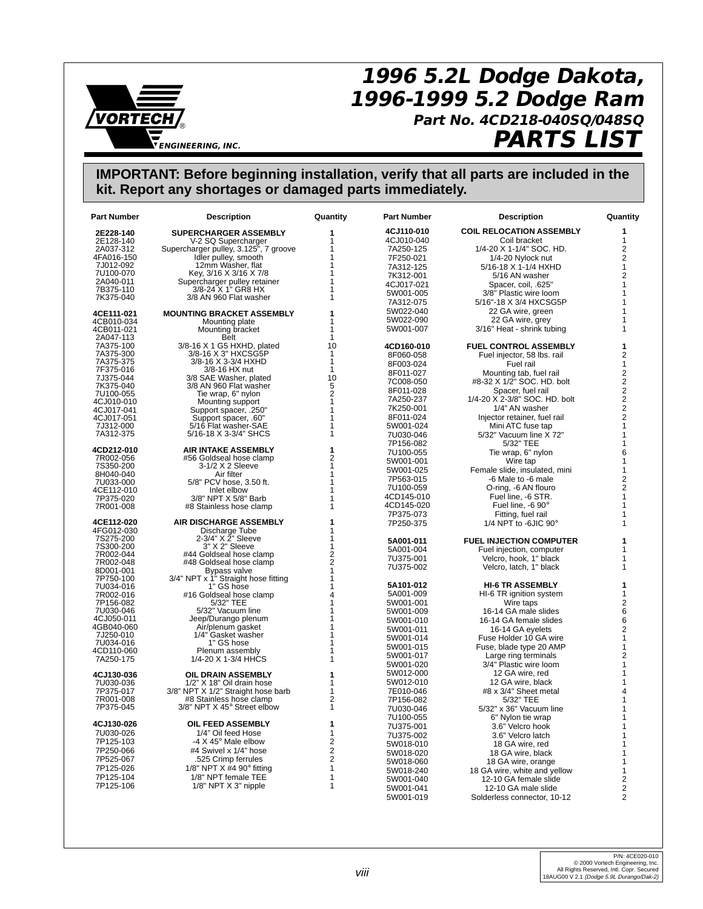# 1996 5.2L Dodge Dakota, 1996-1999 5.2 Dodge Ram

### Part No. 4CD218-040SQ/048SQ

## PARTS LIST

**IMPORTANT: Before beginning installation, verify that all parts are included in the kit. Report any shortages or damaged parts immediately.**

| Part Number | Description | Quantity |
|---|---|---|
| **2E228-140** | **SUPERCHARGER ASSEMBLY** | **1** |
| 2E128-140 | V-2 SQ Supercharger | 1 |
| 2A037-312 | Supercharger pulley, 3.125", 7 groove | 1 |
| 4FA016-150 | Idler pulley, smooth | 1 |
| 7J012-092 | 12mm Washer, flat | 1 |
| 7U100-070 | Key, 3/16 X 3/16 X 7/8 | 1 |
| 2A040-011 | Supercharger pulley retainer | 1 |
| 7B375-110 | 3/8-24 X 1" GR8 HX | 1 |
| 7K375-040 | 3/8 AN 960 Flat washer | 1 |
| | | |
| **4CE111-021** | **MOUNTING BRACKET ASSEMBLY** | **1** |
| 4CB010-034 | Mounting plate | 1 |
| 4CB011-021 | Mounting bracket | 1 |
| 2A047-113 | Belt | 1 |
| 7A375-100 | 3/8-16 X 1 G5 HXHD, plated | 10 |
| 7A375-300 | 3/8-16 X 3" HXCSG5P | 1 |
| 7A375-375 | 3/8-16 X 3-3/4 HXHD | 1 |
| 7F375-016 | 3/8-16 HX nut | 1 |
| 7J375-044 | 3/8 SAE Washer, plated | 10 |
| 7K375-040 | 3/8 AN 960 Flat washer | 5 |
| 7U100-055 | Tie wrap, 6" nylon | 2 |
| 4CJ010-010 | Mounting support | 1 |
| 4CJ017-041 | Support spacer, .250" | 1 |
| 4CJ017-051 | Support spacer, .60" | 1 |
| 7J312-000 | 5/16 Flat washer-SAE | 1 |
| 7A312-375 | 5/16-18 X 3-3/4" SHCS | 1 |
| | | |
| **4CD212-010** | **AIR INTAKE ASSEMBLY** | **1** |
| 7R002-056 | #56 Goldseal hose clamp | 2 |
| 7S350-200 | 3-1/2 X 2 Sleeve | 1 |
| 8H040-040 | Air filter | 1 |
| 7U033-000 | 5/8" PCV hose, 3.50 ft. | 1 |
| 4CE112-010 | Inlet elbow | 1 |
| 7P375-020 | 3/8" NPT X 5/8" Barb | 1 |
| 7R001-008 | #8 Stainless hose clamp | 1 |
| | | |
| **4CE112-020** | **AIR DISCHARGE ASSEMBLY** | **1** |
| 4FG012-030 | Discharge Tube | 1 |
| 7S275-200 | 2-3/4" X 2" Sleeve | 1 |
| 7S300-200 | 3" X 2" Sleeve | 1 |
| 7R002-044 | #44 Goldseal hose clamp | 2 |
| 7R002-048 | #48 Goldseal hose clamp | 2 |
| 8D001-001 | Bypass valve | 1 |
| 7P750-100 | 3/4" NPT x 1" Straight hose fitting | 1 |
| 7U034-016 | 1" GS hose | 1 |
| 7R002-016 | #16 Goldseal hose clamp | 4 |
| 7P156-082 | 5/32" TEE | 1 |
| 7U030-046 | 5/32" Vacuum line | 1 |
| 4CJ050-011 | Jeep/Durango plenum | 1 |
| 4GB040-060 | Air/plenum gasket | 1 |
| 7J250-010 | 1/4" Gasket washer | 1 |
| 7U034-016 | 1" GS hose | 1 |
| 4CD110-060 | Plenum assembly | 1 |
| 7A250-175 | 1/4-20 X 1-3/4 HHCS | 1 |
| | | |
| **4CJ130-036** | **OIL DRAIN ASSEMBLY** | **1** |
| 7U030-036 | 1/2" X 18" Oil drain hose | 1 |
| 7P375-017 | 3/8" NPT X 1/2" Straight hose barb | 1 |
| 7R001-008 | #8 Stainless hose clamp | 2 |
| 7P375-045 | 3/8" NPT X 45° Street elbow | 1 |
| | | |
| **4CJ130-026** | **OIL FEED ASSEMBLY** | **1** |
| 7U030-026 | 1/4" Oil feed Hose | 1 |
| 7P125-103 | -4 X 45° Male elbow | 2 |
| 7P250-066 | #4 Swivel x 1/4" hose | 2 |
| 7P525-067 | .525 Crimp ferrules | 2 |
| 7P125-026 | 1/8" NPT X #4 90° fitting | 1 |
| 7P125-104 | 1/8" NPT female TEE | 1 |
| 7P125-106 | 1/8" NPT X 3" nipple | 1 |

| Part Number | Description | Quantity |
|---|---|---|
| **4CJ110-010** | **COIL RELOCATION ASSEMBLY** | **1** |
| 4CJ010-040 | Coil bracket | 1 |
| 7A250-125 | 1/4-20 X 1-1/4" SOC. HD. | 2 |
| 7F250-021 | 1/4-20 Nylock nut | 2 |
| 7A312-125 | 5/16-18 X 1-1/4 HXHD | 1 |
| 7K312-001 | 5/16 AN washer | 2 |
| 4CJ017-021 | Spacer, coil, .625" | 1 |
| 5W001-005 | 3/8" Plastic wire loom | 1 |
| 7A312-075 | 5/16"-18 X 3/4 HXCSG5P | 1 |
| 5W022-040 | 22 GA wire, green | 1 |
| 5W022-090 | 22 GA wire, grey | 1 |
| 5W001-007 | 3/16" Heat - shrink tubing | 1 |
| | | |
| **4CD160-010** | **FUEL CONTROL ASSEMBLY** | **1** |
| 8F060-058 | Fuel injector, 58 lbs. rail | 2 |
| 8F003-024 | Fuel rail | 1 |
| 8F011-027 | Mounting tab, fuel rail | 2 |
| 7C008-050 | #8-32 X 1/2" SOC. HD. bolt | 2 |
| 8F011-028 | Spacer, fuel rail | 2 |
| 7A250-237 | 1/4-20 X 2-3/8" SOC. HD. bolt | 2 |
| 7K250-001 | 1/4" AN washer | 2 |
| 8F011-024 | Injector retainer, fuel rail | 2 |
| 5W001-024 | Mini ATC fuse tap | 1 |
| 7U030-046 | 5/32" Vacuum line X 72" | 1 |
| 7P156-082 | 5/32" TEE | 1 |
| 7U100-055 | Tie wrap, 6" nylon | 6 |
| 5W001-001 | Wire tap | 1 |
| 5W001-025 | Female slide, insulated, mini | 1 |
| 7P563-015 | -6 Male to -6 male | 2 |
| 7U100-059 | O-ring, -6 AN flouro | 2 |
| 4CD145-010 | Fuel line, -6 STR. | 1 |
| 4CD145-020 | Fuel line, -6 90° | 1 |
| 7P375-073 | Fitting, fuel rail | 1 |
| 7P250-375 | 1/4 NPT to -6JIC 90° | 1 |
| | | |
| **5A001-011** | **FUEL INJECTION COMPUTER** | **1** |
| 5A001-004 | Fuel injection, computer | 1 |
| 7U375-001 | Velcro, hook, 1" black | 1 |
| 7U375-002 | Velcro, latch, 1" black | 1 |
| | | |
| **5A101-012** | **HI-6 TR ASSEMBLY** | **1** |
| 5A001-009 | HI-6 TR ignition system | 1 |
| 5W001-001 | Wire taps | 2 |
| 5W001-009 | 16-14 GA male slides | 6 |
| 5W001-010 | 16-14 GA female slides | 6 |
| 5W001-011 | 16-14 GA eyelets | 2 |
| 5W001-014 | Fuse Holder 10 GA wire | 1 |
| 5W001-015 | Fuse, blade type 20 AMP | 1 |
| 5W001-017 | Large ring terminals | 2 |
| 5W001-020 | 3/4" Plastic wire loom | 1 |
| 5W012-000 | 12 GA wire, red | 1 |
| 5W012-010 | 12 GA wire, black | 1 |
| 7E010-046 | #8 x 3/4" Sheet metal | 4 |
| 7P156-082 | 5/32" TEE | 1 |
| 7U030-046 | 5/32" x 36" Vacuum line | 1 |
| 7U100-055 | 6" Nylon tie wrap | 1 |
| 7U375-001 | 3.6" Velcro hook | 1 |
| 7U375-002 | 3.6" Velcro latch | 1 |
| 5W018-010 | 18 GA wire, red | 1 |
| 5W018-020 | 18 GA wire, black | 1 |
| 5W018-060 | 18 GA wire, orange | 1 |
| 5W018-240 | 18 GA wire, white and yellow | 1 |
| 5W001-040 | 12-10 GA female slide | 2 |
| 5W001-041 | 12-10 GA male slide | 2 |
| 5W001-019 | Solderless connector, 10-12 | 2 |

P/N: 4CE020-010
© 2000 Vortech Engineering, Inc.
All Rights Reserved, Intl. Copr. Secured
18AUG00 V 2.1 *(Dodge 5.9L Durango/Dak-2)*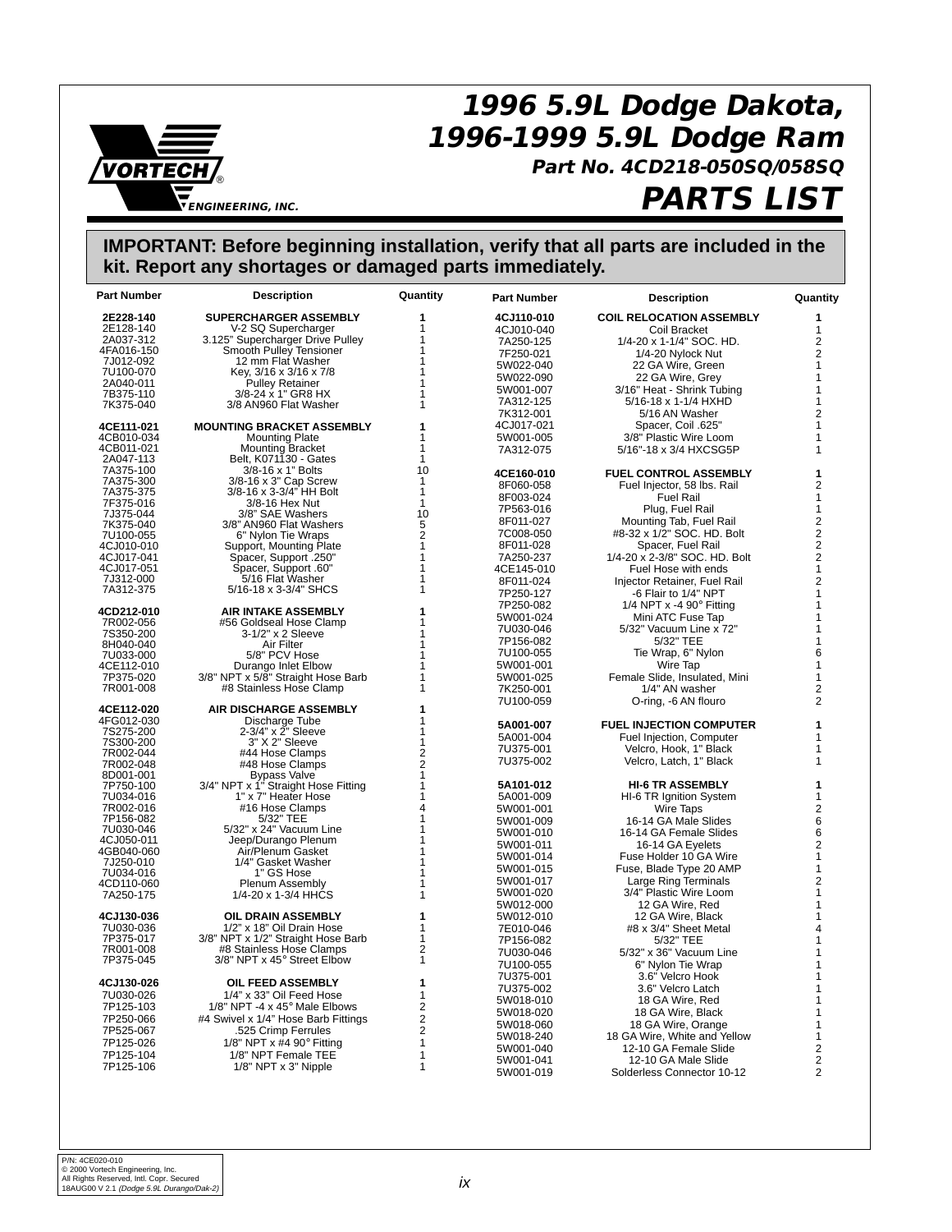# 1996 5.9L Dodge Dakota, 1996-1999 5.9L Dodge Ram

### Part No. 4CD218-050SQ/058SQ

## PARTS LIST

**IMPORTANT: Before beginning installation, verify that all parts are included in the kit. Report any shortages or damaged parts immediately.**

| Part Number | Description | Quantity |
|---|---|---|
| **2E228-140** | **SUPERCHARGER ASSEMBLY** | **1** |
| 2E128-140 | V-2 SQ Supercharger | 1 |
| 2A037-312 | 3.125" Supercharger Drive Pulley | 1 |
| 4FA016-150 | Smooth Pulley Tensioner | 1 |
| 7J012-092 | 12 mm Flat Washer | 1 |
| 7U100-070 | Key, 3/16 x 3/16 x 7/8 | 1 |
| 2A040-011 | Pulley Retainer | 1 |
| 7B375-110 | 3/8-24 x 1" GR8 HX | 1 |
| 7K375-040 | 3/8 AN960 Flat Washer | 1 |
| **4CE111-021** | **MOUNTING BRACKET ASSEMBLY** | **1** |
| 4CB010-034 | Mounting Plate | 1 |
| 4CB011-021 | Mounting Bracket | 1 |
| 2A047-113 | Belt, K071130 - Gates | 1 |
| 7A375-100 | 3/8-16 x 1" Bolts | 10 |
| 7A375-300 | 3/8-16 x 3" Cap Screw | 1 |
| 7A375-375 | 3/8-16 x 3-3/4" HH Bolt | 1 |
| 7F375-016 | 3/8-16 Hex Nut | 1 |
| 7J375-044 | 3/8" SAE Washers | 10 |
| 7K375-040 | 3/8" AN960 Flat Washers | 5 |
| 7U100-055 | 6" Nylon Tie Wraps | 2 |
| 4CJ010-010 | Support, Mounting Plate | 1 |
| 4CJ017-041 | Spacer, Support .250" | 1 |
| 4CJ017-051 | Spacer, Support .60" | 1 |
| 7J312-000 | 5/16 Flat Washer | 1 |
| 7A312-375 | 5/16-18 x 3-3/4" SHCS | 1 |
| **4CD212-010** | **AIR INTAKE ASSEMBLY** | **1** |
| 7R002-056 | #56 Goldseal Hose Clamp | 1 |
| 7S350-200 | 3-1/2" x 2 Sleeve | 1 |
| 8H040-040 | Air Filter | 1 |
| 7U033-000 | 5/8" PCV Hose | 1 |
| 4CE112-010 | Durango Inlet Elbow | 1 |
| 7P375-020 | 3/8" NPT x 5/8" Straight Hose Barb | 1 |
| 7R001-008 | #8 Stainless Hose Clamp | 1 |
| **4CE112-020** | **AIR DISCHARGE ASSEMBLY** | **1** |
| 4FG012-030 | Discharge Tube | 1 |
| 7S275-200 | 2-3/4" x 2" Sleeve | 1 |
| 7S300-200 | 3" X 2" Sleeve | 1 |
| 7R002-044 | #44 Hose Clamps | 2 |
| 7R002-048 | #48 Hose Clamps | 2 |
| 8D001-001 | Bypass Valve | 1 |
| 7P750-100 | 3/4" NPT x 1" Straight Hose Fitting | 1 |
| 7U034-016 | 1" x 7" Heater Hose | 1 |
| 7R002-016 | #16 Hose Clamps | 4 |
| 7P156-082 | 5/32" TEE | 1 |
| 7U030-046 | 5/32" x 24" Vacuum Line | 1 |
| 4CJ050-011 | Jeep/Durango Plenum | 1 |
| 4GB040-060 | Air/Plenum Gasket | 1 |
| 7J250-010 | 1/4" Gasket Washer | 1 |
| 7U034-016 | 1" GS Hose | 1 |
| 4CD110-060 | Plenum Assembly | 1 |
| 7A250-175 | 1/4-20 x 1-3/4 HHCS | 1 |
| **4CJ130-036** | **OIL DRAIN ASSEMBLY** | **1** |
| 7U030-036 | 1/2" x 18" Oil Drain Hose | 1 |
| 7P375-017 | 3/8" NPT x 1/2" Straight Hose Barb | 1 |
| 7R001-008 | #8 Stainless Hose Clamps | 2 |
| 7P375-045 | 3/8" NPT x 45° Street Elbow | 1 |
| **4CJ130-026** | **OIL FEED ASSEMBLY** | **1** |
| 7U030-026 | 1/4" x 33" Oil Feed Hose | 1 |
| 7P125-103 | 1/8" NPT -4 x 45° Male Elbows | 2 |
| 7P250-066 | #4 Swivel x 1/4" Hose Barb Fittings | 2 |
| 7P525-067 | .525 Crimp Ferrules | 2 |
| 7P125-026 | 1/8" NPT x #4 90° Fitting | 1 |
| 7P125-104 | 1/8" NPT Female TEE | 1 |
| 7P125-106 | 1/8" NPT x 3" Nipple | 1 |

| Part Number | Description | Quantity |
|---|---|---|
| **4CJ110-010** | **COIL RELOCATION ASSEMBLY** | **1** |
| 4CJ010-040 | Coil Bracket | 1 |
| 7A250-125 | 1/4-20 x 1-1/4" SOC. HD. | 2 |
| 7F250-021 | 1/4-20 Nylock Nut | 2 |
| 5W022-040 | 22 GA Wire, Green | 1 |
| 5W022-090 | 22 GA Wire, Grey | 1 |
| 5W001-007 | 3/16" Heat - Shrink Tubing | 1 |
| 7A312-125 | 5/16-18 x 1-1/4 HXHD | 1 |
| 7K312-001 | 5/16 AN Washer | 2 |
| 4CJ017-021 | Spacer, Coil .625" | 1 |
| 5W001-005 | 3/8" Plastic Wire Loom | 1 |
| 7A312-075 | 5/16"-18 x 3/4 HXCSG5P | 1 |
| **4CE160-010** | **FUEL CONTROL ASSEMBLY** | **1** |
| 8F060-058 | Fuel Injector, 58 lbs. Rail | 2 |
| 8F003-024 | Fuel Rail | 1 |
| 7P563-016 | Plug, Fuel Rail | 1 |
| 8F011-027 | Mounting Tab, Fuel Rail | 2 |
| 7C008-050 | #8-32 x 1/2" SOC. HD. Bolt | 2 |
| 8F011-028 | Spacer, Fuel Rail | 2 |
| 7A250-237 | 1/4-20 x 2-3/8" SOC. HD. Bolt | 2 |
| 4CE145-010 | Fuel Hose with ends | 1 |
| 8F011-024 | Injector Retainer, Fuel Rail | 2 |
| 7P250-127 | -6 Flair to 1/4" NPT | 1 |
| 7P250-082 | 1/4 NPT x -4 90° Fitting | 1 |
| 5W001-024 | Mini ATC Fuse Tap | 1 |
| 7U030-046 | 5/32" Vacuum Line x 72" | 1 |
| 7P156-082 | 5/32" TEE | 1 |
| 7U100-055 | Tie Wrap, 6" Nylon | 6 |
| 5W001-001 | Wire Tap | 1 |
| 5W001-025 | Female Slide, Insulated, Mini | 1 |
| 7K250-001 | 1/4" AN washer | 2 |
| 7U100-059 | O-ring, -6 AN flouro | 2 |
| **5A001-007** | **FUEL INJECTION COMPUTER** | **1** |
| 5A001-004 | Fuel Injection, Computer | 1 |
| 7U375-001 | Velcro, Hook, 1" Black | 1 |
| 7U375-002 | Velcro, Latch, 1" Black | 1 |
| **5A101-012** | **HI-6 TR ASSEMBLY** | **1** |
| 5A001-009 | HI-6 TR Ignition System | 1 |
| 5W001-001 | Wire Taps | 2 |
| 5W001-009 | 16-14 GA Male Slides | 6 |
| 5W001-010 | 16-14 GA Female Slides | 6 |
| 5W001-011 | 16-14 GA Eyelets | 2 |
| 5W001-014 | Fuse Holder 10 GA Wire | 1 |
| 5W001-015 | Fuse, Blade Type 20 AMP | 1 |
| 5W001-017 | Large Ring Terminals | 2 |
| 5W001-020 | 3/4" Plastic Wire Loom | 1 |
| 5W012-000 | 12 GA Wire, Red | 1 |
| 5W012-010 | 12 GA Wire, Black | 1 |
| 7E010-046 | #8 x 3/4" Sheet Metal | 4 |
| 7P156-082 | 5/32" TEE | 1 |
| 7U030-046 | 5/32" x 36" Vacuum Line | 1 |
| 7U100-055 | 6" Nylon Tie Wrap | 1 |
| 7U375-001 | 3.6" Velcro Hook | 1 |
| 7U375-002 | 3.6" Velcro Latch | 1 |
| 5W018-010 | 18 GA Wire, Red | 1 |
| 5W018-020 | 18 GA Wire, Black | 1 |
| 5W018-060 | 18 GA Wire, Orange | 1 |
| 5W018-240 | 18 GA Wire, White and Yellow | 1 |
| 5W001-040 | 12-10 GA Female Slide | 2 |
| 5W001-041 | 12-10 GA Male Slide | 2 |
| 5W001-019 | Solderless Connector 10-12 | 2 |

P/N: 4CE020-010
© 2000 Vortech Engineering, Inc.
All Rights Reserved, Intl. Copr. Secured
18AUG00 V 2.1 *(Dodge 5.9L Durango/Dak-2)*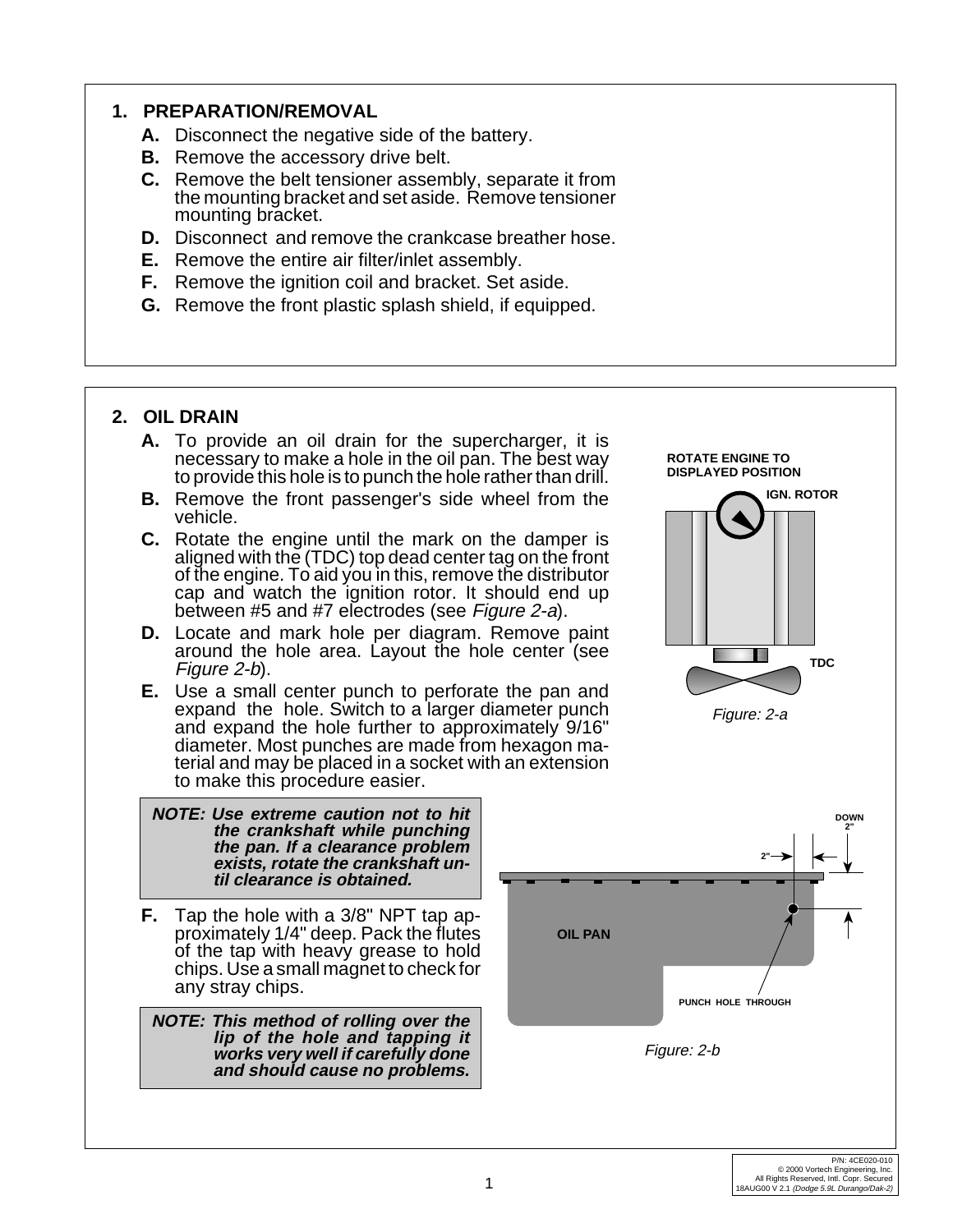## 1. PREPARATION/REMOVAL

- **A.** Disconnect the negative side of the battery.
- **B.** Remove the accessory drive belt.
- **C.** Remove the belt tensioner assembly, separate it from the mounting bracket and set aside. Remove tensioner mounting bracket.
- **D.** Disconnect and remove the crankcase breather hose.
- **E.** Remove the entire air filter/inlet assembly.
- **F.** Remove the ignition coil and bracket. Set aside.
- **G.** Remove the front plastic splash shield, if equipped.

## 2. OIL DRAIN

- **A.** To provide an oil drain for the supercharger, it is necessary to make a hole in the oil pan. The best way to provide this hole is to punch the hole rather than drill.
- **B.** Remove the front passenger's side wheel from the vehicle.
- **C.** Rotate the engine until the mark on the damper is aligned with the (TDC) top dead center tag on the front of the engine. To aid you in this, remove the distributor cap and watch the ignition rotor. It should end up between #5 and #7 electrodes (see *Figure 2-a*).
- **D.** Locate and mark hole per diagram. Remove paint around the hole area. Layout the hole center (see *Figure 2-b*).
- **E.** Use a small center punch to perforate the pan and expand the hole. Switch to a larger diameter punch and expand the hole further to approximately 9/16" diameter. Most punches are made from hexagon material and may be placed in a socket with an extension to make this procedure easier.

ROTATE ENGINE TO DISPLAYED POSITION

IGN. ROTOR

TDC

*Figure: 2-a*

> ***NOTE: Use extreme caution not to hit the crankshaft while punching the pan. If a clearance problem exists, rotate the crankshaft until clearance is obtained.***

- **F.** Tap the hole with a 3/8" NPT tap approximately 1/4" deep. Pack the flutes of the tap with heavy grease to hold chips. Use a small magnet to check for any stray chips.

> ***NOTE: This method of rolling over the lip of the hole and tapping it works very well if carefully done and should cause no problems.***

DOWN 2"

2"

OIL PAN

PUNCH HOLE THROUGH

*Figure: 2-b*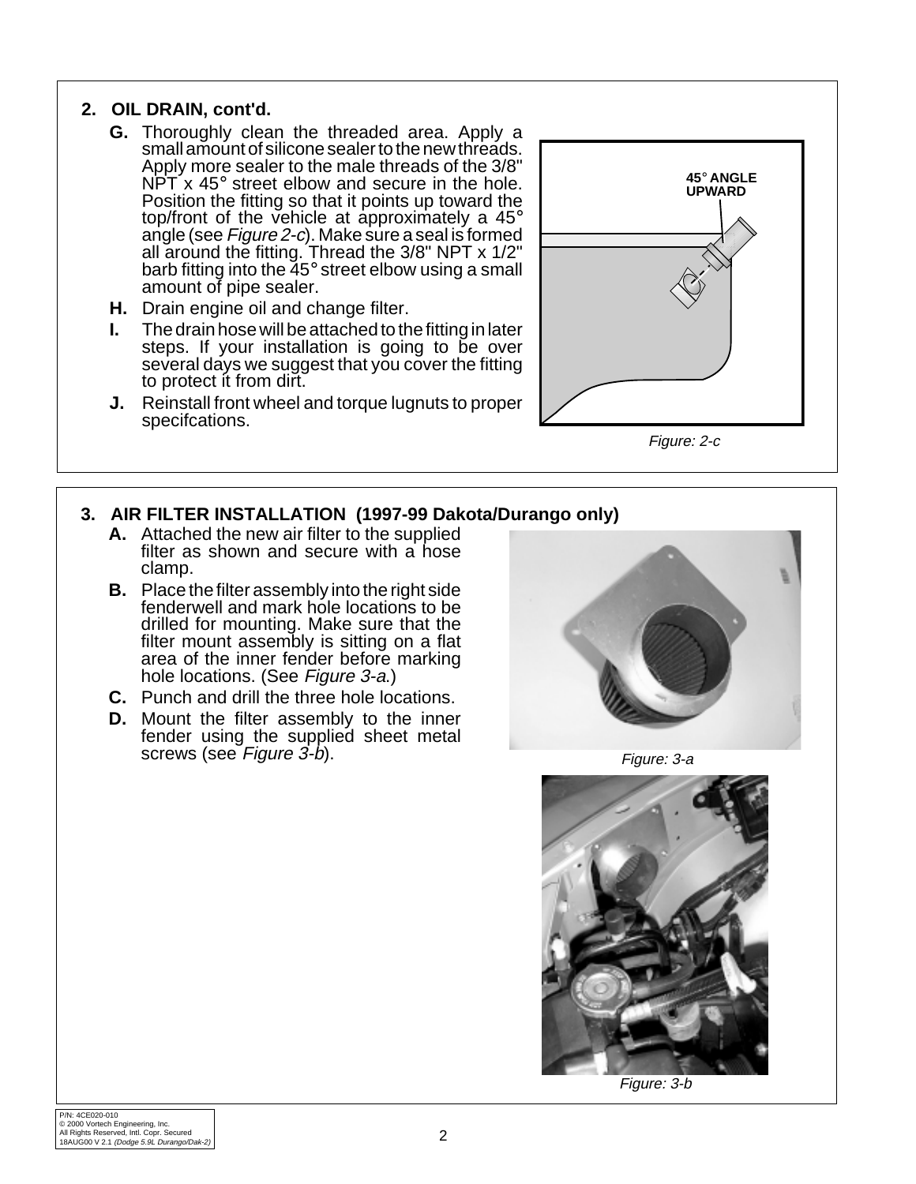## 2. OIL DRAIN, cont'd.

**G.** Thoroughly clean the threaded area. Apply a small amount of silicone sealer to the new threads. Apply more sealer to the male threads of the 3/8" NPT x 45° street elbow and secure in the hole. Position the fitting so that it points up toward the top/front of the vehicle at approximately a 45° angle (see *Figure 2-c*). Make sure a seal is formed all around the fitting. Thread the 3/8" NPT x 1/2" barb fitting into the 45° street elbow using a small amount of pipe sealer.

**H.** Drain engine oil and change filter.

**I.** The drain hose will be attached to the fitting in later steps. If your installation is going to be over several days we suggest that you cover the fitting to protect it from dirt.

**J.** Reinstall front wheel and torque lugnuts to proper specifcations.

45° ANGLE UPWARD

*Figure: 2-c*

## 3. AIR FILTER INSTALLATION (1997-99 Dakota/Durango only)

**A.** Attached the new air filter to the supplied filter as shown and secure with a hose clamp.

**B.** Place the filter assembly into the right side fenderwell and mark hole locations to be drilled for mounting. Make sure that the filter mount assembly is sitting on a flat area of the inner fender before marking hole locations. (See *Figure 3-a*.)

**C.** Punch and drill the three hole locations.

**D.** Mount the filter assembly to the inner fender using the supplied sheet metal screws (see *Figure 3-b*).

*Figure: 3-a*

*Figure: 3-b*

P/N: 4CE020-010
© 2000 Vortech Engineering, Inc.
All Rights Reserved, Intl. Copr. Secured
18AUG00 V 2.1 *(Dodge 5.9L Durango/Dak-2)*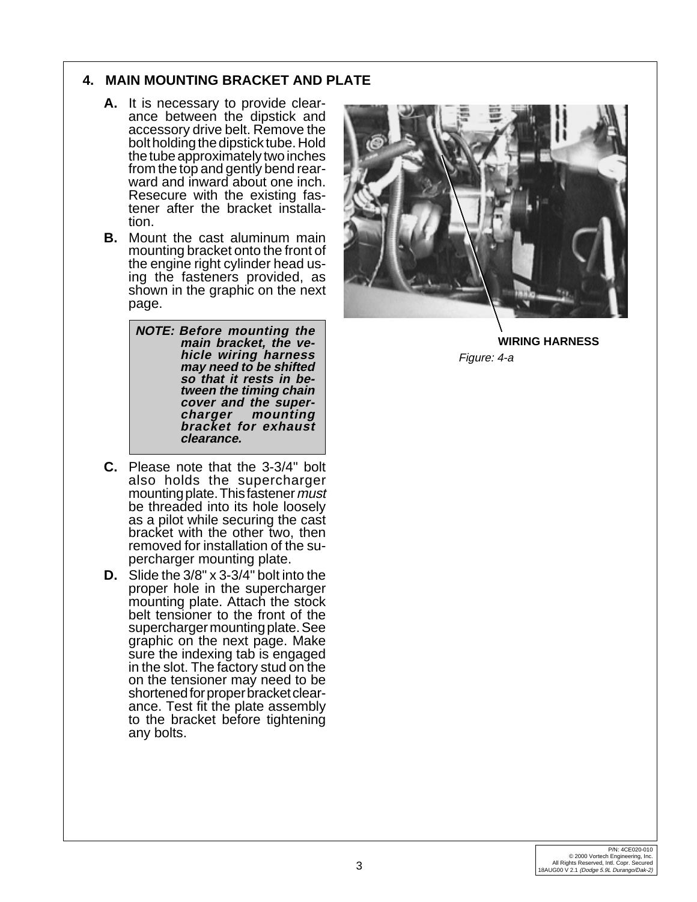## 4. MAIN MOUNTING BRACKET AND PLATE

**A.** It is necessary to provide clearance between the dipstick and accessory drive belt. Remove the bolt holding the dipstick tube. Hold the tube approximately two inches from the top and gently bend rearward and inward about one inch. Resecure with the existing fastener after the bracket installation.

**B.** Mount the cast aluminum main mounting bracket onto the front of the engine right cylinder head using the fasteners provided, as shown in the graphic on the next page.

> ***NOTE: Before mounting the main bracket, the vehicle wiring harness may need to be shifted so that it rests in between the timing chain cover and the supercharger mounting bracket for exhaust clearance.***

**C.** Please note that the 3-3/4" bolt also holds the supercharger mounting plate. This fastener *must* be threaded into its hole loosely as a pilot while securing the cast bracket with the other two, then removed for installation of the supercharger mounting plate.

**D.** Slide the 3/8" x 3-3/4" bolt into the proper hole in the supercharger mounting plate. Attach the stock belt tensioner to the front of the supercharger mounting plate. See graphic on the next page. Make sure the indexing tab is engaged in the slot. The factory stud on the on the tensioner may need to be shortened for proper bracket clearance. Test fit the plate assembly to the bracket before tightening any bolts.

**WIRING HARNESS**

*Figure: 4-a*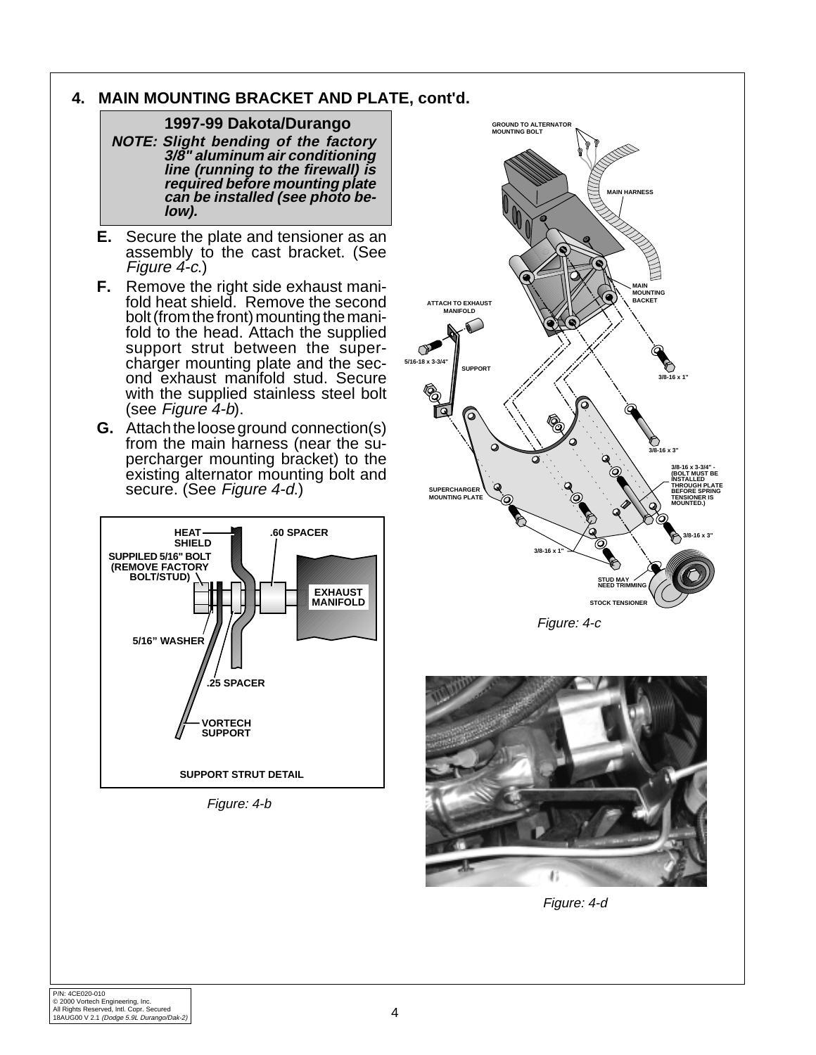## 4. MAIN MOUNTING BRACKET AND PLATE, cont'd.

### 1997-99 Dakota/Durango

***NOTE: Slight bending of the factory 3/8" aluminum air conditioning line (running to the firewall) is required before mounting plate can be installed (see photo below).***

**E.** Secure the plate and tensioner as an assembly to the cast bracket. (See *Figure 4-c.*)

**F.** Remove the right side exhaust manifold heat shield. Remove the second bolt (from the front) mounting the manifold to the head. Attach the supplied support strut between the supercharger mounting plate and the second exhaust manifold stud. Secure with the supplied stainless steel bolt (see *Figure 4-b*).

**G.** Attach the loose ground connection(s) from the main harness (near the supercharger mounting bracket) to the existing alternator mounting bolt and secure. (See *Figure 4-d.*)

HEAT SHIELD
.60 SPACER
SUPPILED 5/16" BOLT (REMOVE FACTORY BOLT/STUD)
EXHAUST MANIFOLD
5/16" WASHER
.25 SPACER
VORTECH SUPPORT
SUPPORT STRUT DETAIL

*Figure: 4-b*

GROUND TO ALTERNATOR MOUNTING BOLT
MAIN HARNESS
MAIN MOUNTING BACKET
ATTACH TO EXHAUST MANIFOLD
5/16-18 x 3-3/4"
SUPPORT
3/8-16 x 1"
3/8-16 x 3"
3/8-16 x 3-3/4" - (BOLT MUST BE INSTALLED THROUGH PLATE BEFORE SPRING TENSIONER IS MOUNTED.)
SUPERCHARGER MOUNTING PLATE
3/8-16 x 3"
3/8-16 x 1"
STUD MAY NEED TRIMMING
STOCK TENSIONER

*Figure: 4-c*

*Figure: 4-d*

P/N: 4CE020-010
© 2000 Vortech Engineering, Inc.
All Rights Reserved, Intl. Copr. Secured
18AUG00 V 2.1 *(Dodge 5.9L Durango/Dak-2)*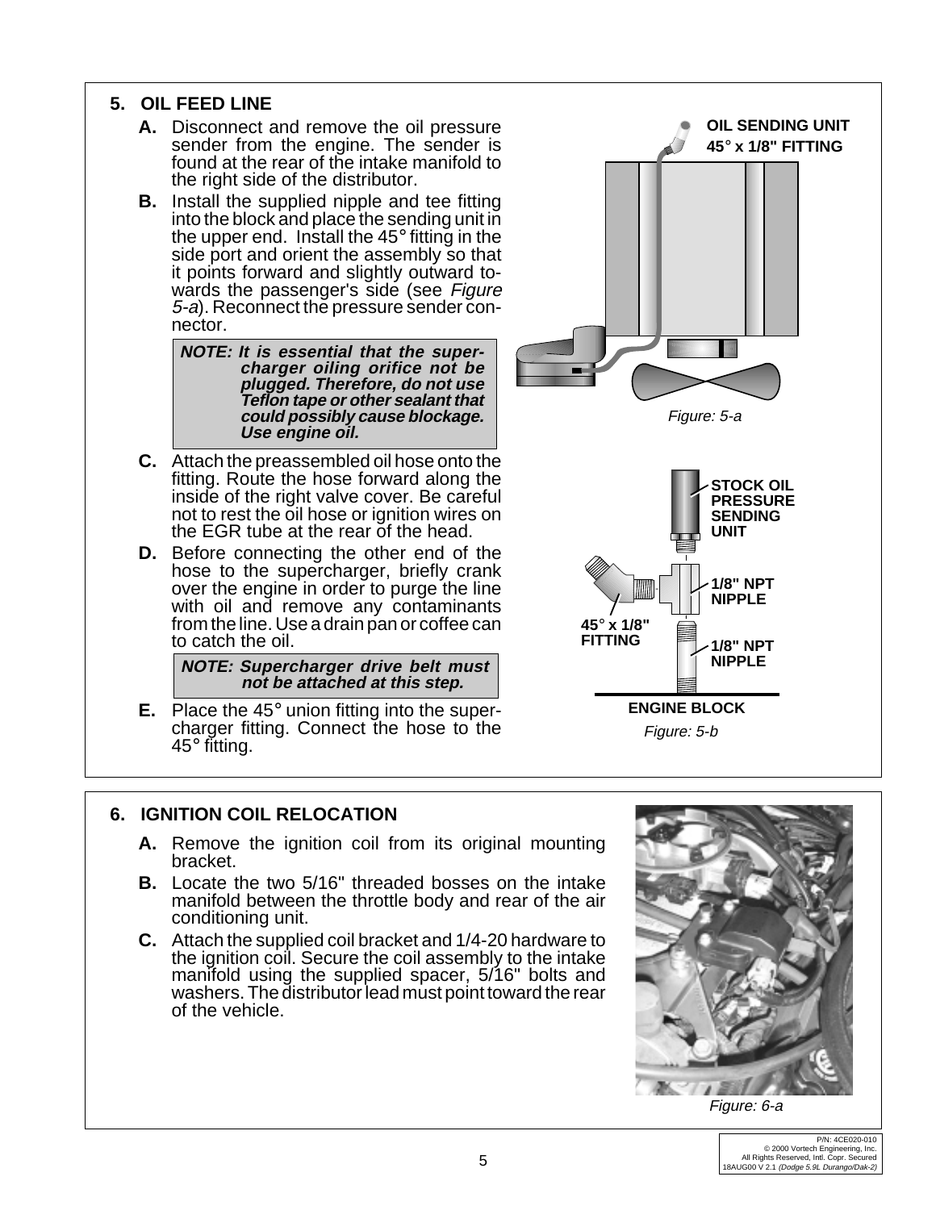## 5. OIL FEED LINE

**A.** Disconnect and remove the oil pressure sender from the engine. The sender is found at the rear of the intake manifold to the right side of the distributor.

**B.** Install the supplied nipple and tee fitting into the block and place the sending unit in the upper end. Install the 45° fitting in the side port and orient the assembly so that it points forward and slightly outward towards the passenger's side (see *Figure 5-a*). Reconnect the pressure sender connector.

> ***NOTE: It is essential that the supercharger oiling orifice not be plugged. Therefore, do not use Teflon tape or other sealant that could possibly cause blockage. Use engine oil.***

**C.** Attach the preassembled oil hose onto the fitting. Route the hose forward along the inside of the right valve cover. Be careful not to rest the oil hose or ignition wires on the EGR tube at the rear of the head.

**D.** Before connecting the other end of the hose to the supercharger, briefly crank over the engine in order to purge the line with oil and remove any contaminants from the line. Use a drain pan or coffee can to catch the oil.

> ***NOTE: Supercharger drive belt must not be attached at this step.***

**E.** Place the 45° union fitting into the supercharger fitting. Connect the hose to the 45° fitting.

**OIL SENDING UNIT**
**45° x 1/8" FITTING**

*Figure: 5-a*

**STOCK OIL PRESSURE SENDING UNIT**
**1/8" NPT NIPPLE**
**45° x 1/8" FITTING**
**1/8" NPT NIPPLE**
**ENGINE BLOCK**

*Figure: 5-b*

## 6. IGNITION COIL RELOCATION

**A.** Remove the ignition coil from its original mounting bracket.

**B.** Locate the two 5/16" threaded bosses on the intake manifold between the throttle body and rear of the air conditioning unit.

**C.** Attach the supplied coil bracket and 1/4-20 hardware to the ignition coil. Secure the coil assembly to the intake manifold using the supplied spacer, 5/16" bolts and washers. The distributor lead must point toward the rear of the vehicle.

*Figure: 6-a*

P/N: 4CE020-010
© 2000 Vortech Engineering, Inc.
All Rights Reserved, Intl. Copr. Secured
18AUG00 V 2.1 *(Dodge 5.9L Durango/Dak-2)*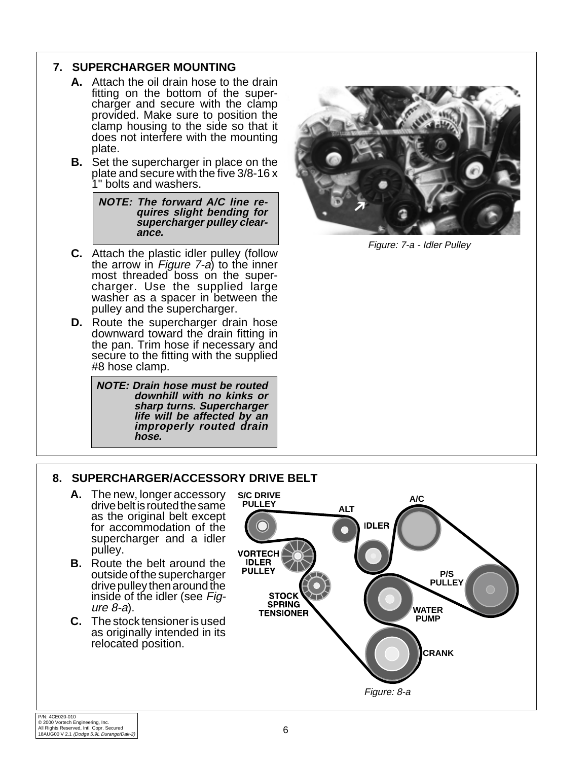## 7. SUPERCHARGER MOUNTING

**A.** Attach the oil drain hose to the drain fitting on the bottom of the supercharger and secure with the clamp provided. Make sure to position the clamp housing to the side so that it does not interfere with the mounting plate.

**B.** Set the supercharger in place on the plate and secure with the five 3/8-16 x 1" bolts and washers.

> ***NOTE: The forward A/C line requires slight bending for supercharger pulley clearance.***

**C.** Attach the plastic idler pulley (follow the arrow in *Figure 7-a*) to the inner most threaded boss on the supercharger. Use the supplied large washer as a spacer in between the pulley and the supercharger.

**D.** Route the supercharger drain hose downward toward the drain fitting in the pan. Trim hose if necessary and secure to the fitting with the supplied #8 hose clamp.

> ***NOTE: Drain hose must be routed downhill with no kinks or sharp turns. Supercharger life will be affected by an improperly routed drain hose.***

*Figure: 7-a - Idler Pulley*

## 8. SUPERCHARGER/ACCESSORY DRIVE BELT

**A.** The new, longer accessory drive belt is routed the same as the original belt except for accommodation of the supercharger and a idler pulley.

**B.** Route the belt around the outside of the supercharger drive pulley then around the inside of the idler (see *Figure 8-a*).

**C.** The stock tensioner is used as originally intended in its relocated position.

S/C DRIVE PULLEY, ALT, IDLER, A/C, VORTECH IDLER PULLEY, STOCK SPRING TENSIONER, P/S PULLEY, WATER PUMP, CRANK

*Figure: 8-a*

P/N: 4CE020-010
© 2000 Vortech Engineering, Inc.
All Rights Reserved, Intl. Copr. Secured
18AUG00 V 2.1 *(Dodge 5.9L Durango/Dak-2)*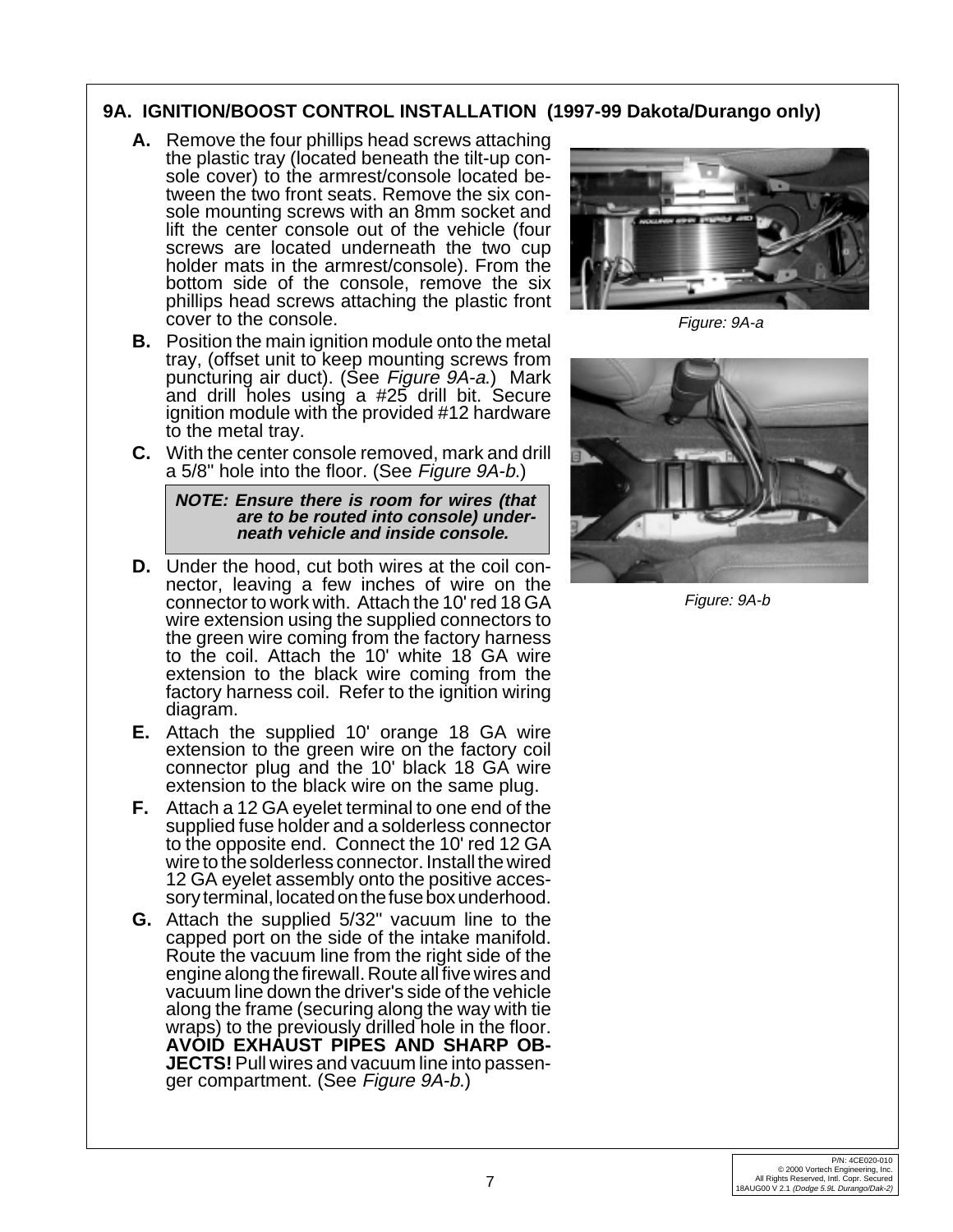## 9A. IGNITION/BOOST CONTROL INSTALLATION (1997-99 Dakota/Durango only)

**A.** Remove the four phillips head screws attaching the plastic tray (located beneath the tilt-up console cover) to the armrest/console located between the two front seats. Remove the six console mounting screws with an 8mm socket and lift the center console out of the vehicle (four screws are located underneath the two cup holder mats in the armrest/console). From the bottom side of the console, remove the six phillips head screws attaching the plastic front cover to the console.

**B.** Position the main ignition module onto the metal tray, (offset unit to keep mounting screws from puncturing air duct). (See *Figure 9A-a*.) Mark and drill holes using a #25 drill bit. Secure ignition module with the provided #12 hardware to the metal tray.

**C.** With the center console removed, mark and drill a 5/8" hole into the floor. (See *Figure 9A-b*.)

> ***NOTE: Ensure there is room for wires (that are to be routed into console) underneath vehicle and inside console.***

**D.** Under the hood, cut both wires at the coil connector, leaving a few inches of wire on the connector to work with. Attach the 10' red 18 GA wire extension using the supplied connectors to the green wire coming from the factory harness to the coil. Attach the 10' white 18 GA wire extension to the black wire coming from the factory harness coil. Refer to the ignition wiring diagram.

**E.** Attach the supplied 10' orange 18 GA wire extension to the green wire on the factory coil connector plug and the 10' black 18 GA wire extension to the black wire on the same plug.

**F.** Attach a 12 GA eyelet terminal to one end of the supplied fuse holder and a solderless connector to the opposite end. Connect the 10' red 12 GA wire to the solderless connector. Install the wired 12 GA eyelet assembly onto the positive accessory terminal, located on the fuse box underhood.

**G.** Attach the supplied 5/32" vacuum line to the capped port on the side of the intake manifold. Route the vacuum line from the right side of the engine along the firewall. Route all five wires and vacuum line down the driver's side of the vehicle along the frame (securing along the way with tie wraps) to the previously drilled hole in the floor. **AVOID EXHAUST PIPES AND SHARP OBJECTS!** Pull wires and vacuum line into passenger compartment. (See *Figure 9A-b*.)

*Figure: 9A-a*

*Figure: 9A-b*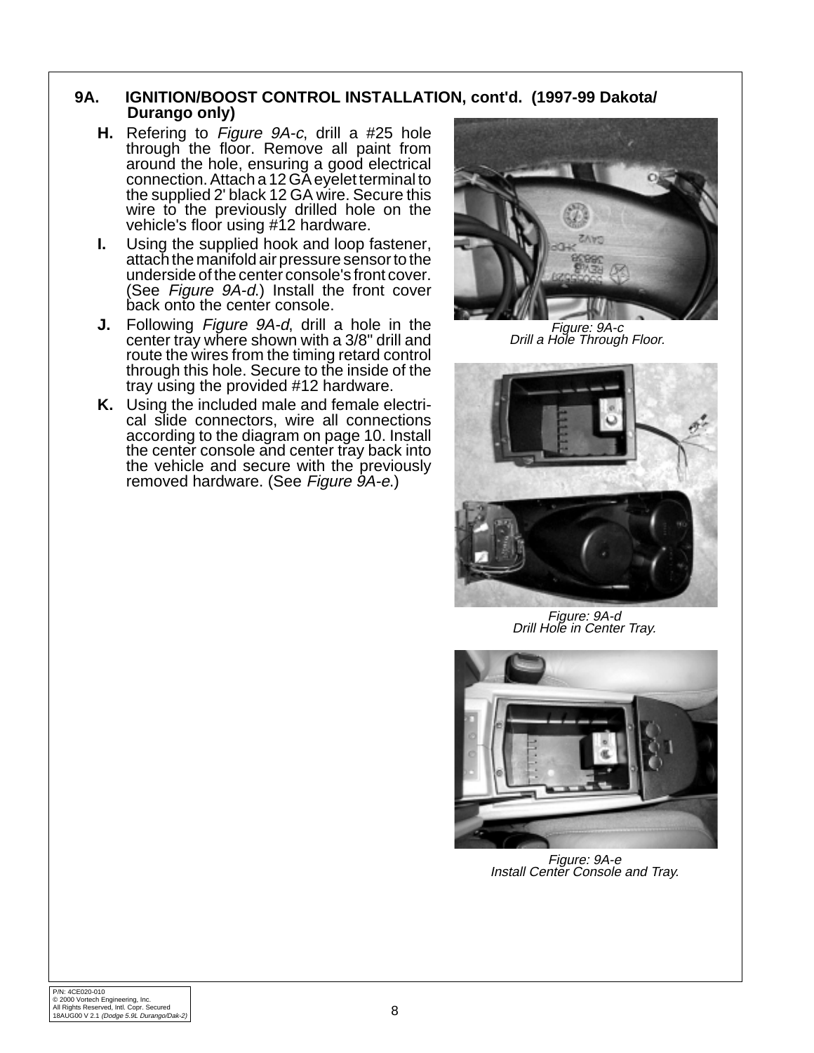## 9A. IGNITION/BOOST CONTROL INSTALLATION, cont'd. (1997-99 Dakota/ Durango only)

**H.** Refering to *Figure 9A-c*, drill a #25 hole through the floor. Remove all paint from around the hole, ensuring a good electrical connection. Attach a 12 GA eyelet terminal to the supplied 2' black 12 GA wire. Secure this wire to the previously drilled hole on the vehicle's floor using #12 hardware.

**I.** Using the supplied hook and loop fastener, attach the manifold air pressure sensor to the underside of the center console's front cover. (See *Figure 9A-d*.) Install the front cover back onto the center console.

**J.** Following *Figure 9A-d*, drill a hole in the center tray where shown with a 3/8" drill and route the wires from the timing retard control through this hole. Secure to the inside of the tray using the provided #12 hardware.

**K.** Using the included male and female electrical slide connectors, wire all connections according to the diagram on page 10. Install the center console and center tray back into the vehicle and secure with the previously removed hardware. (See *Figure 9A-e*.)

*Figure: 9A-c*
*Drill a Hole Through Floor.*

*Figure: 9A-d*
*Drill Hole in Center Tray.*

*Figure: 9A-e*
*Install Center Console and Tray.*

P/N: 4CE020-010
© 2000 Vortech Engineering, Inc.
All Rights Reserved, Intl. Copr. Secured
18AUG00 V 2.1 *(Dodge 5.9L Durango/Dak-2)*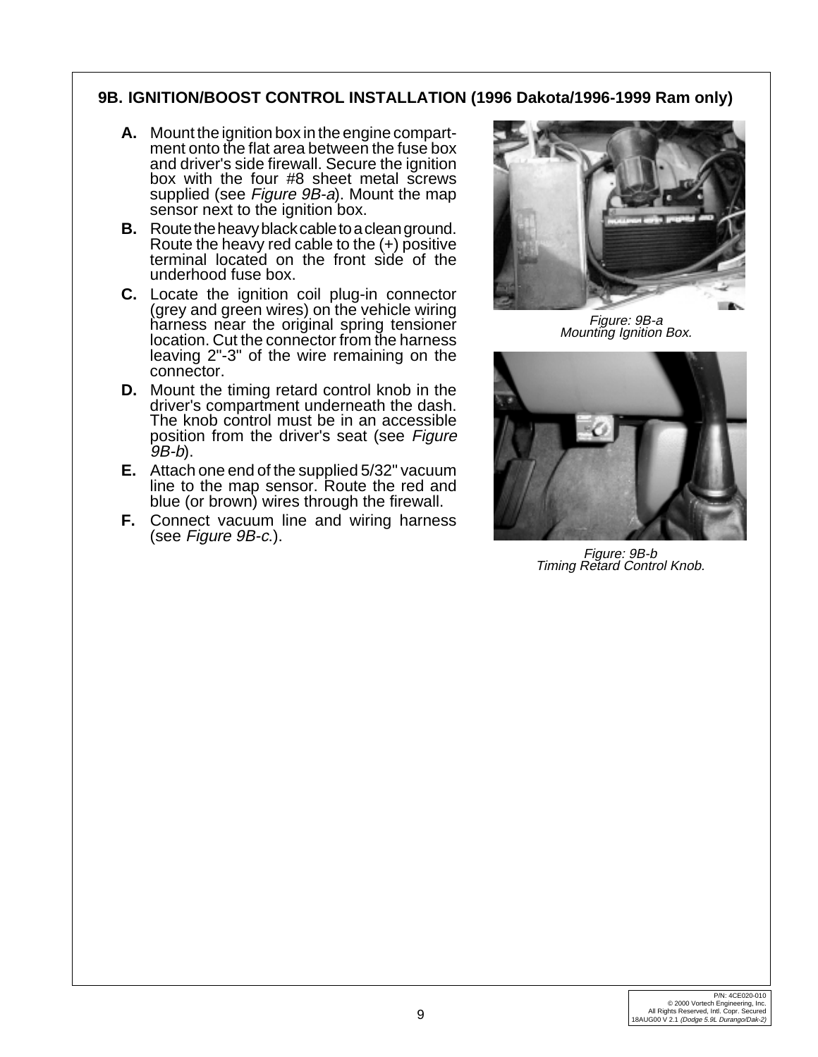## 9B. IGNITION/BOOST CONTROL INSTALLATION (1996 Dakota/1996-1999 Ram only)

**A.** Mount the ignition box in the engine compartment onto the flat area between the fuse box and driver's side firewall. Secure the ignition box with the four #8 sheet metal screws supplied (see *Figure 9B-a*). Mount the map sensor next to the ignition box.

**B.** Route the heavy black cable to a clean ground. Route the heavy red cable to the (+) positive terminal located on the front side of the underhood fuse box.

**C.** Locate the ignition coil plug-in connector (grey and green wires) on the vehicle wiring harness near the original spring tensioner location. Cut the connector from the harness leaving 2"-3" of the wire remaining on the connector.

**D.** Mount the timing retard control knob in the driver's compartment underneath the dash. The knob control must be in an accessible position from the driver's seat (see *Figure 9B-b*).

**E.** Attach one end of the supplied 5/32" vacuum line to the map sensor. Route the red and blue (or brown) wires through the firewall.

**F.** Connect vacuum line and wiring harness (see *Figure 9B-c*.).

*Figure: 9B-a*
*Mounting Ignition Box.*

*Figure: 9B-b*
*Timing Retard Control Knob.*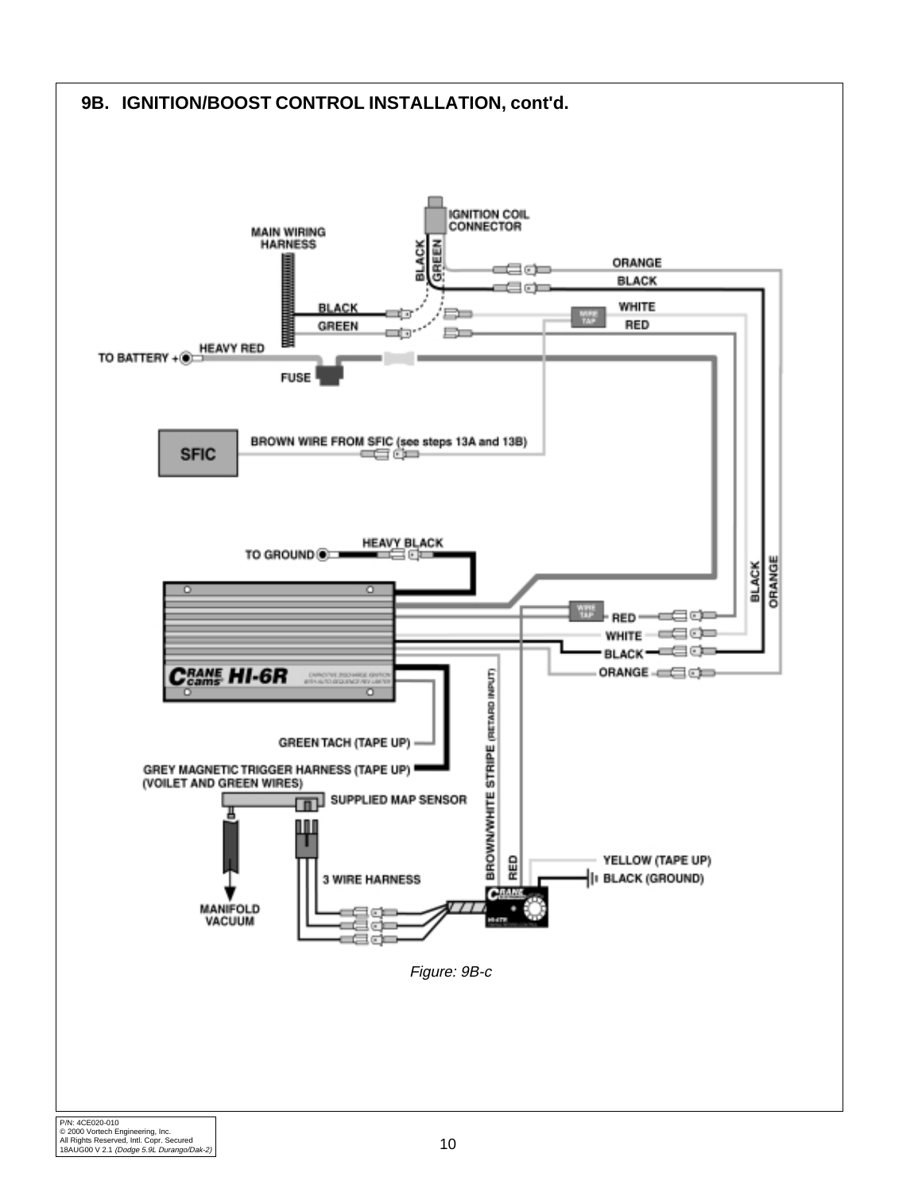## 9B. IGNITION/BOOST CONTROL INSTALLATION, cont'd.

*Figure: 9B-c*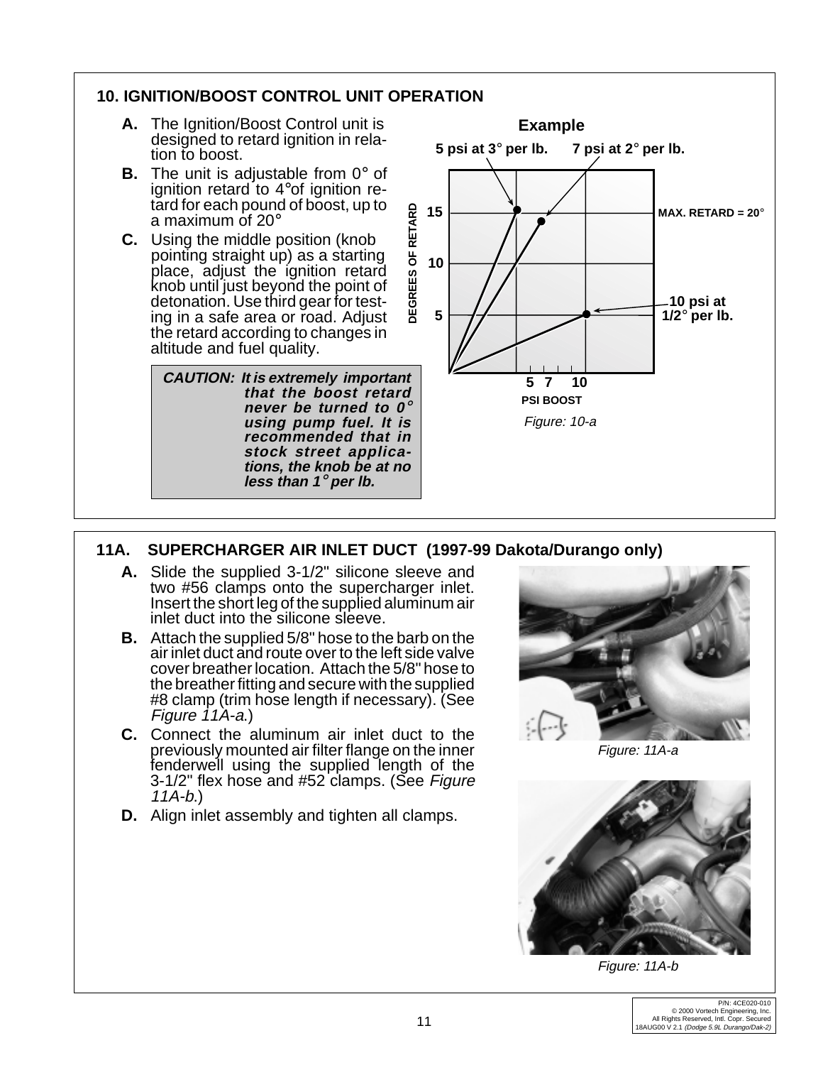## 10. IGNITION/BOOST CONTROL UNIT OPERATION

**A.** The Ignition/Boost Control unit is designed to retard ignition in relation to boost.

**B.** The unit is adjustable from 0° of ignition retard to 4° of ignition retard for each pound of boost, up to a maximum of 20°

**C.** Using the middle position (knob pointing straight up) as a starting place, adjust the ignition retard knob until just beyond the point of detonation. Use third gear for testing in a safe area or road. Adjust the retard according to changes in altitude and fuel quality.

> ***CAUTION: It is extremely important that the boost retard never be turned to 0° using pump fuel. It is recommended that in stock street applications, the knob be at no less than 1° per lb.***

**Example**

5 psi at 3° per lb. 7 psi at 2° per lb.

MAX. RETARD = 20°

10 psi at 1/2° per lb.

DEGREES OF RETARD: 5, 10, 15

PSI BOOST: 5, 7, 10

*Figure: 10-a*

## 11A. SUPERCHARGER AIR INLET DUCT (1997-99 Dakota/Durango only)

**A.** Slide the supplied 3-1/2" silicone sleeve and two #56 clamps onto the supercharger inlet. Insert the short leg of the supplied aluminum air inlet duct into the silicone sleeve.

**B.** Attach the supplied 5/8" hose to the barb on the air inlet duct and route over to the left side valve cover breather location. Attach the 5/8" hose to the breather fitting and secure with the supplied #8 clamp (trim hose length if necessary). (See *Figure 11A-a.*)

**C.** Connect the aluminum air inlet duct to the previously mounted air filter flange on the inner fenderwell using the supplied length of the 3-1/2" flex hose and #52 clamps. (See *Figure 11A-b.*)

**D.** Align inlet assembly and tighten all clamps.

*Figure: 11A-a*

*Figure: 11A-b*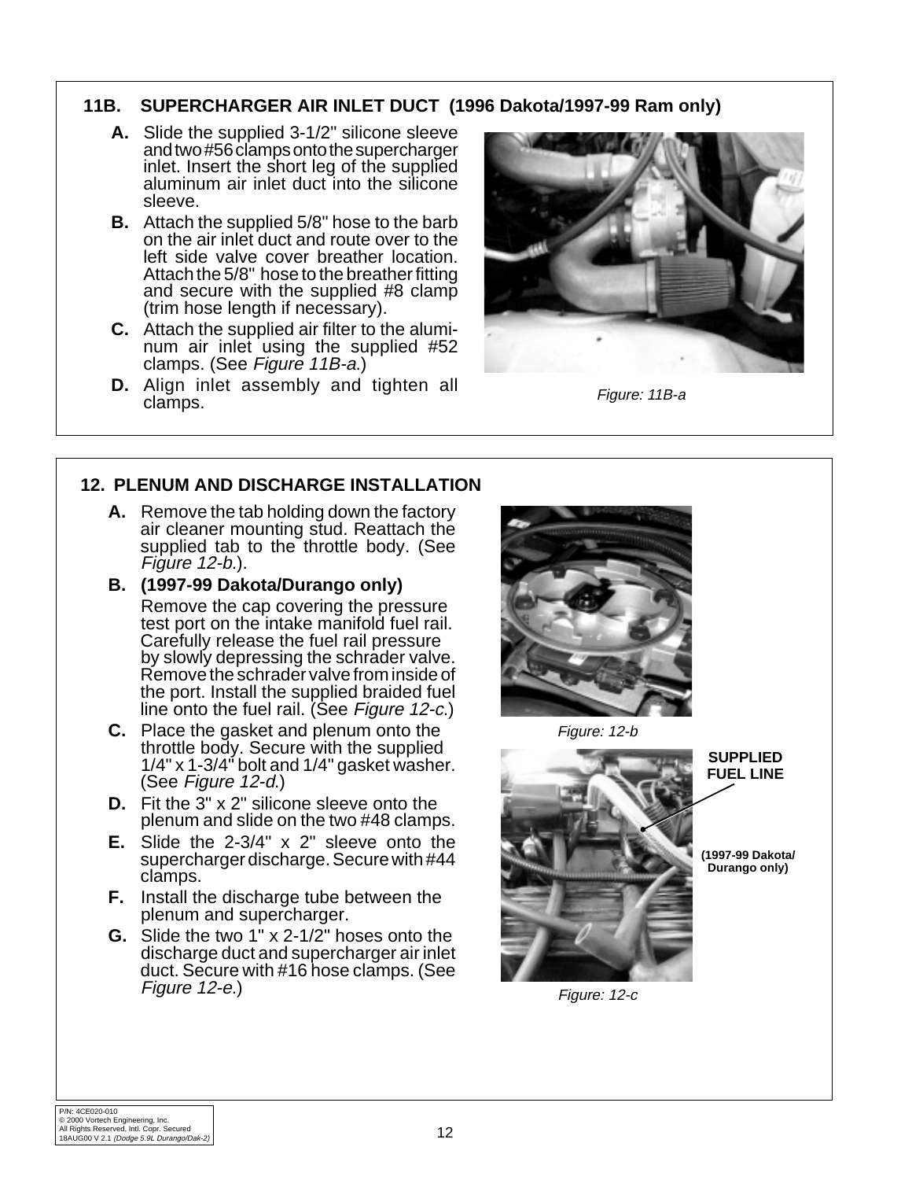## 11B. SUPERCHARGER AIR INLET DUCT (1996 Dakota/1997-99 Ram only)

**A.** Slide the supplied 3-1/2" silicone sleeve and two #56 clamps onto the supercharger inlet. Insert the short leg of the supplied aluminum air inlet duct into the silicone sleeve.

**B.** Attach the supplied 5/8" hose to the barb on the air inlet duct and route over to the left side valve cover breather location. Attach the 5/8" hose to the breather fitting and secure with the supplied #8 clamp (trim hose length if necessary).

**C.** Attach the supplied air filter to the aluminum air inlet using the supplied #52 clamps. (See *Figure 11B-a*.)

**D.** Align inlet assembly and tighten all clamps.

*Figure: 11B-a*

## 12. PLENUM AND DISCHARGE INSTALLATION

**A.** Remove the tab holding down the factory air cleaner mounting stud. Reattach the supplied tab to the throttle body. (See *Figure 12-b*.).

**B. (1997-99 Dakota/Durango only)**
Remove the cap covering the pressure test port on the intake manifold fuel rail. Carefully release the fuel rail pressure by slowly depressing the schrader valve. Remove the schrader valve from inside of the port. Install the supplied braided fuel line onto the fuel rail. (See *Figure 12-c*.)

**C.** Place the gasket and plenum onto the throttle body. Secure with the supplied 1/4" x 1-3/4" bolt and 1/4" gasket washer. (See *Figure 12-d*.)

**D.** Fit the 3" x 2" silicone sleeve onto the plenum and slide on the two #48 clamps.

**E.** Slide the 2-3/4" x 2" sleeve onto the supercharger discharge. Secure with #44 clamps.

**F.** Install the discharge tube between the plenum and supercharger.

**G.** Slide the two 1" x 2-1/2" hoses onto the discharge duct and supercharger air inlet duct. Secure with #16 hose clamps. (See *Figure 12-e*.)

*Figure: 12-b*

**SUPPLIED FUEL LINE**

**(1997-99 Dakota/ Durango only)**

*Figure: 12-c*

P/N: 4CE020-010
© 2000 Vortech Engineering, Inc.
All Rights Reserved, Intl. Copr. Secured
18AUG00 V 2.1 *(Dodge 5.9L Durango/Dak-2)*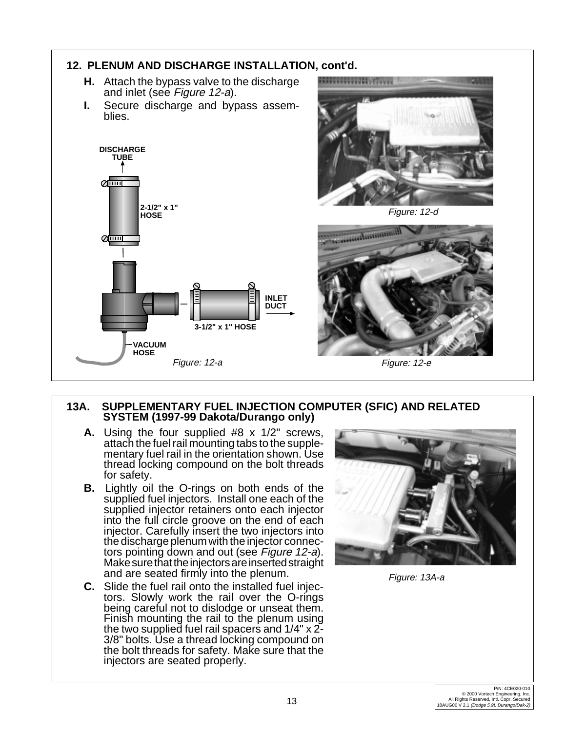## 12. PLENUM AND DISCHARGE INSTALLATION, cont'd.

**H.** Attach the bypass valve to the discharge and inlet (see *Figure 12-a*).

**I.** Secure discharge and bypass assemblies.

DISCHARGE TUBE

2-1/2" x 1" HOSE

INLET DUCT

3-1/2" x 1" HOSE

VACUUM HOSE

*Figure: 12-a*

*Figure: 12-d*

*Figure: 12-e*

## 13A. SUPPLEMENTARY FUEL INJECTION COMPUTER (SFIC) AND RELATED SYSTEM (1997-99 Dakota/Durango only)

**A.** Using the four supplied #8 x 1/2" screws, attach the fuel rail mounting tabs to the supplementary fuel rail in the orientation shown. Use thread locking compound on the bolt threads for safety.

**B.** Lightly oil the O-rings on both ends of the supplied fuel injectors. Install one each of the supplied injector retainers onto each injector into the full circle groove on the end of each injector. Carefully insert the two injectors into the discharge plenum with the injector connectors pointing down and out (see *Figure 12-a*). Make sure that the injectors are inserted straight and are seated firmly into the plenum.

**C.** Slide the fuel rail onto the installed fuel injectors. Slowly work the rail over the O-rings being careful not to dislodge or unseat them. Finish mounting the rail to the plenum using the two supplied fuel rail spacers and 1/4" x 2-3/8" bolts. Use a thread locking compound on the bolt threads for safety. Make sure that the injectors are seated properly.

*Figure: 13A-a*

P/N: 4CE020-010
© 2000 Vortech Engineering, Inc.
All Rights Reserved, Intl. Copr. Secured
18AUG00 V 2.1 *(Dodge 5.9L Durango/Dak-2)*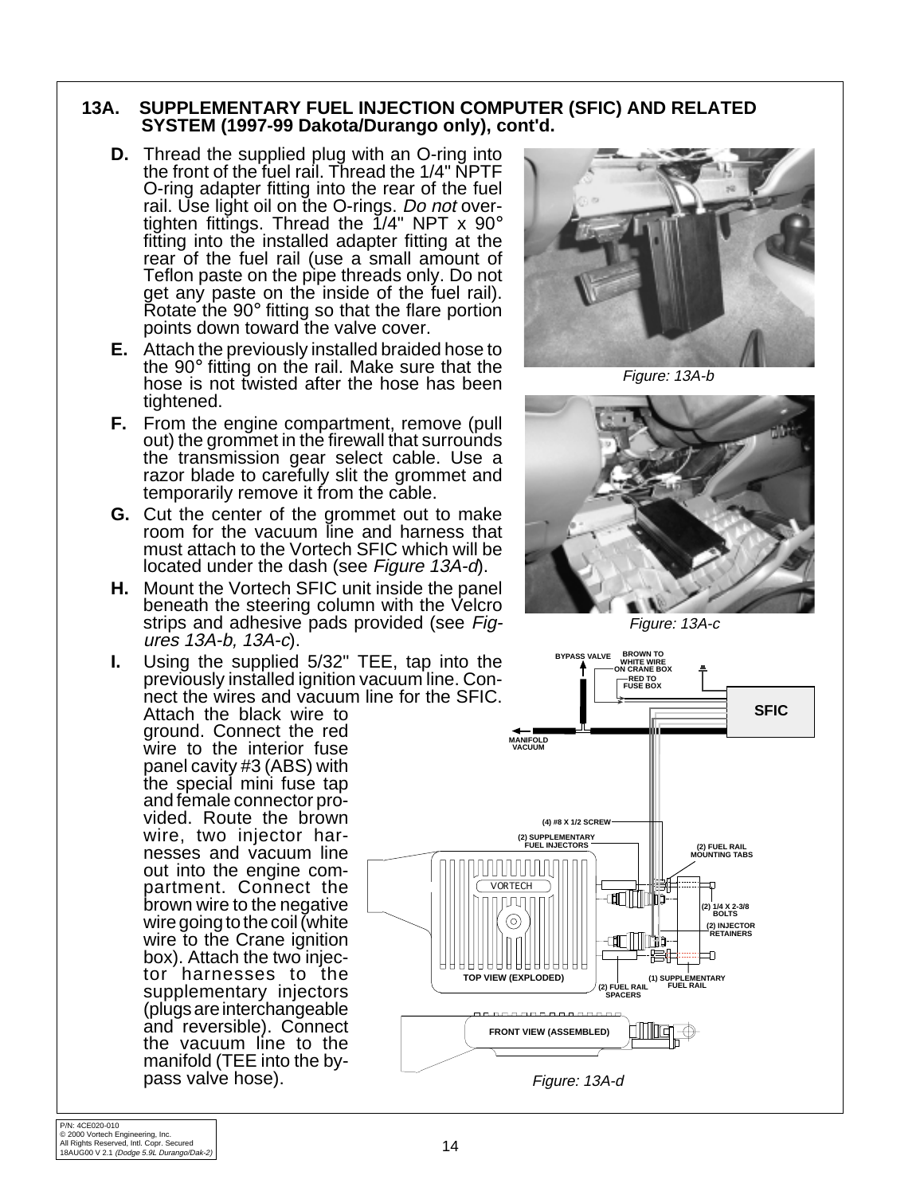## 13A. SUPPLEMENTARY FUEL INJECTION COMPUTER (SFIC) AND RELATED SYSTEM (1997-99 Dakota/Durango only), cont'd.

**D.** Thread the supplied plug with an O-ring into the front of the fuel rail. Thread the 1/4" NPTF O-ring adapter fitting into the rear of the fuel rail. Use light oil on the O-rings. *Do not* over-tighten fittings. Thread the 1/4" NPT x 90° fitting into the installed adapter fitting at the rear of the fuel rail (use a small amount of Teflon paste on the pipe threads only. Do not get any paste on the inside of the fuel rail). Rotate the 90° fitting so that the flare portion points down toward the valve cover.

**E.** Attach the previously installed braided hose to the 90° fitting on the rail. Make sure that the hose is not twisted after the hose has been tightened.

**F.** From the engine compartment, remove (pull out) the grommet in the firewall that surrounds the transmission gear select cable. Use a razor blade to carefully slit the grommet and temporarily remove it from the cable.

**G.** Cut the center of the grommet out to make room for the vacuum line and harness that must attach to the Vortech SFIC which will be located under the dash (see *Figure 13A-d*).

**H.** Mount the Vortech SFIC unit inside the panel beneath the steering column with the Velcro strips and adhesive pads provided (see *Figures 13A-b, 13A-c*).

**I.** Using the supplied 5/32" TEE, tap into the previously installed ignition vacuum line. Connect the wires and vacuum line for the SFIC. Attach the black wire to ground. Connect the red wire to the interior fuse panel cavity #3 (ABS) with the special mini fuse tap and female connector provided. Route the brown wire, two injector harnesses and vacuum line out into the engine compartment. Connect the brown wire to the negative wire going to the coil (white wire to the Crane ignition box). Attach the two injector harnesses to the supplementary injectors (plugs are interchangeable and reversible). Connect the vacuum line to the manifold (TEE into the bypass valve hose).

*Figure: 13A-b*

*Figure: 13A-c*

BYPASS VALVE, BROWN TO WHITE WIRE ON CRANE BOX, RED TO FUSE BOX, SFIC, MANIFOLD VACUUM, (4) #8 X 1/2 SCREW, (2) SUPPLEMENTARY FUEL INJECTORS, (2) FUEL RAIL MOUNTING TABS, VORTECH, (2) 1/4 X 2-3/8 BOLTS, (2) INJECTOR RETAINERS, TOP VIEW (EXPLODED), (2) FUEL RAIL SPACERS, (1) SUPPLEMENTARY FUEL RAIL, FRONT VIEW (ASSEMBLED)

*Figure: 13A-d*

P/N: 4CE020-010
© 2000 Vortech Engineering, Inc.
All Rights Reserved, Intl. Copr. Secured
18AUG00 V 2.1 *(Dodge 5.9L Durango/Dak-2)*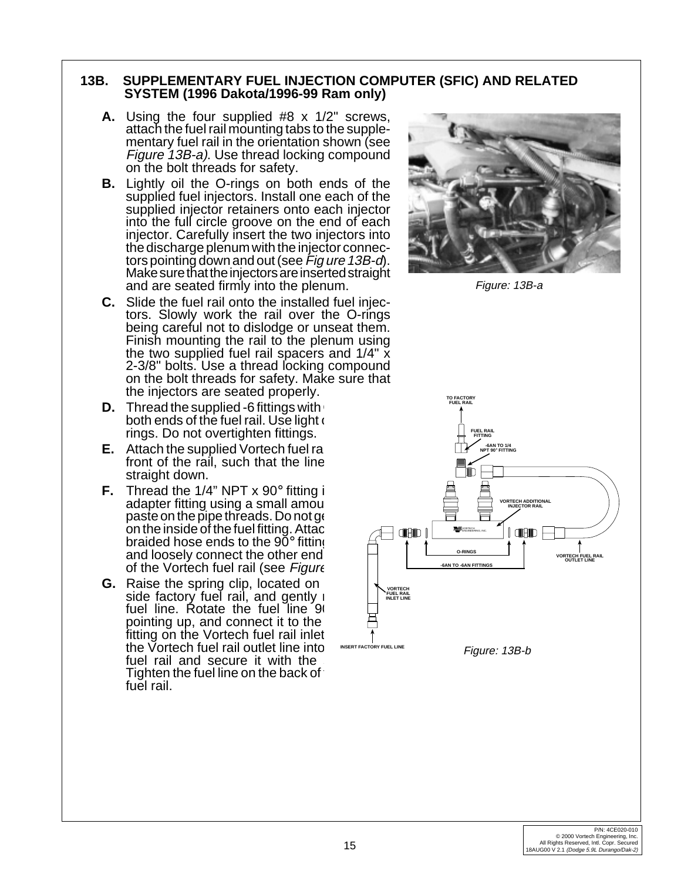## 13B. SUPPLEMENTARY FUEL INJECTION COMPUTER (SFIC) AND RELATED SYSTEM (1996 Dakota/1996-99 Ram only)

**A.** Using the four supplied #8 x 1/2" screws, attach the fuel rail mounting tabs to the supplementary fuel rail in the orientation shown (see *Figure 13B-a)*. Use thread locking compound on the bolt threads for safety.

**B.** Lightly oil the O-rings on both ends of the supplied fuel injectors. Install one each of the supplied injector retainers onto each injector into the full circle groove on the end of each injector. Carefully insert the two injectors into the discharge plenum with the injector connectors pointing down and out (see *Figure 13B-d*). Make sure that the injectors are inserted straight and are seated firmly into the plenum.

**C.** Slide the fuel rail onto the installed fuel injectors. Slowly work the rail over the O-rings being careful not to dislodge or unseat them. Finish mounting the rail to the plenum using the two supplied fuel rail spacers and 1/4" x 2-3/8" bolts. Use a thread locking compound on the bolt threads for safety. Make sure that the injectors are seated properly.

**D.** Thread the supplied -6 fittings with both ends of the fuel rail. Use light rings. Do not overtighten fittings.

**E.** Attach the supplied Vortech fuel ra front of the rail, such that the line straight down.

**F.** Thread the 1/4" NPT x 90° fitting i adapter fitting using a small amou paste on the pipe threads. Do not ge on the inside of the fuel fitting. Attac braided hose ends to the 90° fitting and loosely connect the other end of the Vortech fuel rail (see *Figure*

**G.** Raise the spring clip, located on side factory fuel rail, and gently fuel line. Rotate the fuel line 90 pointing up, and connect it to the fitting on the Vortech fuel rail inlet the Vortech fuel rail outlet line into fuel rail and secure it with the Tighten the fuel line on the back of fuel rail.

*Figure: 13B-a*

TO FACTORY FUEL RAIL
FUEL RAIL FITTING
-6AN TO 1/4 NPT 90° FITTING
VORTECH ADDITIONAL INJECTOR RAIL
O-RINGS
-6AN TO -6AN FITTINGS
VORTECH FUEL RAIL OUTLET LINE
VORTECH FUEL RAIL INLET LINE
INSERT FACTORY FUEL LINE

*Figure: 13B-b*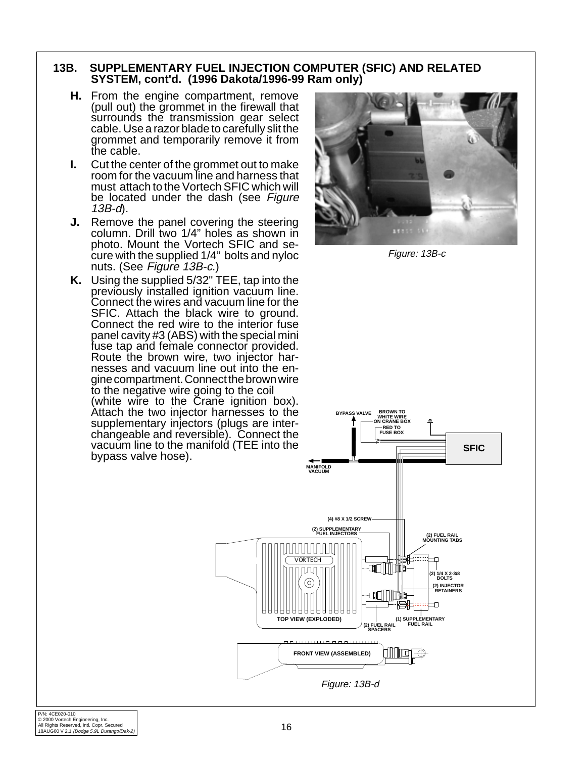## 13B. SUPPLEMENTARY FUEL INJECTION COMPUTER (SFIC) AND RELATED SYSTEM, cont'd. (1996 Dakota/1996-99 Ram only)

**H.** From the engine compartment, remove (pull out) the grommet in the firewall that surrounds the transmission gear select cable. Use a razor blade to carefully slit the grommet and temporarily remove it from the cable.

**I.** Cut the center of the grommet out to make room for the vacuum line and harness that must attach to the Vortech SFIC which will be located under the dash (see *Figure 13B-d*).

**J.** Remove the panel covering the steering column. Drill two 1/4" holes as shown in photo. Mount the Vortech SFIC and secure with the supplied 1/4" bolts and nyloc nuts. (See *Figure 13B-c*.)

**K.** Using the supplied 5/32" TEE, tap into the previously installed ignition vacuum line. Connect the wires and vacuum line for the SFIC. Attach the black wire to ground. Connect the red wire to the interior fuse panel cavity #3 (ABS) with the special mini fuse tap and female connector provided. Route the brown wire, two injector harnesses and vacuum line out into the engine compartment. Connect the brown wire to the negative wire going to the coil (white wire to the Crane ignition box). Attach the two injector harnesses to the supplementary injectors (plugs are interchangeable and reversible). Connect the vacuum line to the manifold (TEE into the bypass valve hose).

*Figure: 13B-c*

BYPASS VALVE — BROWN TO WHITE WIRE ON CRANE BOX — RED TO FUSE BOX — SFIC — MANIFOLD VACUUM

(4) #8 X 1/2 SCREW — (2) SUPPLEMENTARY FUEL INJECTORS — (2) FUEL RAIL MOUNTING TABS — VORTECH — (2) 1/4 X 2-3/8 BOLTS — (2) INJECTOR RETAINERS — TOP VIEW (EXPLODED) — (2) FUEL RAIL SPACERS — (1) SUPPLEMENTARY FUEL RAIL — FRONT VIEW (ASSEMBLED)

*Figure: 13B-d*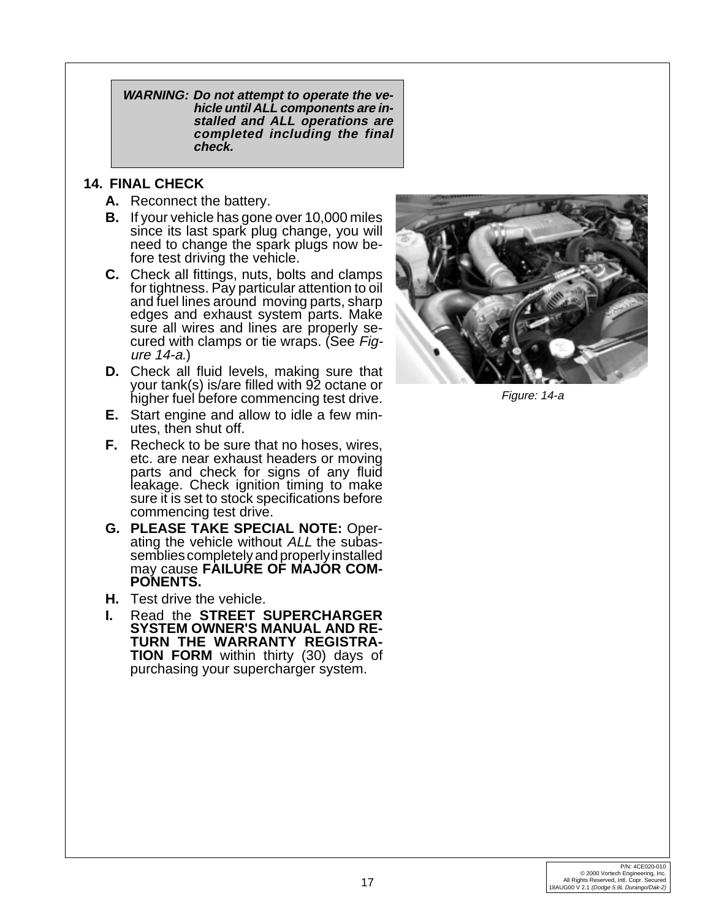**WARNING: Do not attempt to operate the vehicle until ALL components are installed and ALL operations are completed including the final check.**

## 14. FINAL CHECK

**A.** Reconnect the battery.

**B.** If your vehicle has gone over 10,000 miles since its last spark plug change, you will need to change the spark plugs now before test driving the vehicle.

**C.** Check all fittings, nuts, bolts and clamps for tightness. Pay particular attention to oil and fuel lines around moving parts, sharp edges and exhaust system parts. Make sure all wires and lines are properly secured with clamps or tie wraps. (See *Figure 14-a*.)

**D.** Check all fluid levels, making sure that your tank(s) is/are filled with 92 octane or higher fuel before commencing test drive.

**E.** Start engine and allow to idle a few minutes, then shut off.

**F.** Recheck to be sure that no hoses, wires, etc. are near exhaust headers or moving parts and check for signs of any fluid leakage. Check ignition timing to make sure it is set to stock specifications before commencing test drive.

**G.** **PLEASE TAKE SPECIAL NOTE:** Operating the vehicle without *ALL* the subassemblies completely and properly installed may cause **FAILURE OF MAJOR COMPONENTS.**

**H.** Test drive the vehicle.

**I.** Read the **STREET SUPERCHARGER SYSTEM OWNER'S MANUAL AND RETURN THE WARRANTY REGISTRATION FORM** within thirty (30) days of purchasing your supercharger system.

*Figure: 14-a*

P/N: 4CE020-010
© 2000 Vortech Engineering, Inc.
All Rights Reserved, Intl. Copr. Secured
18AUG00 V 2.1 *(Dodge 5.9L Durango/Dak-2)*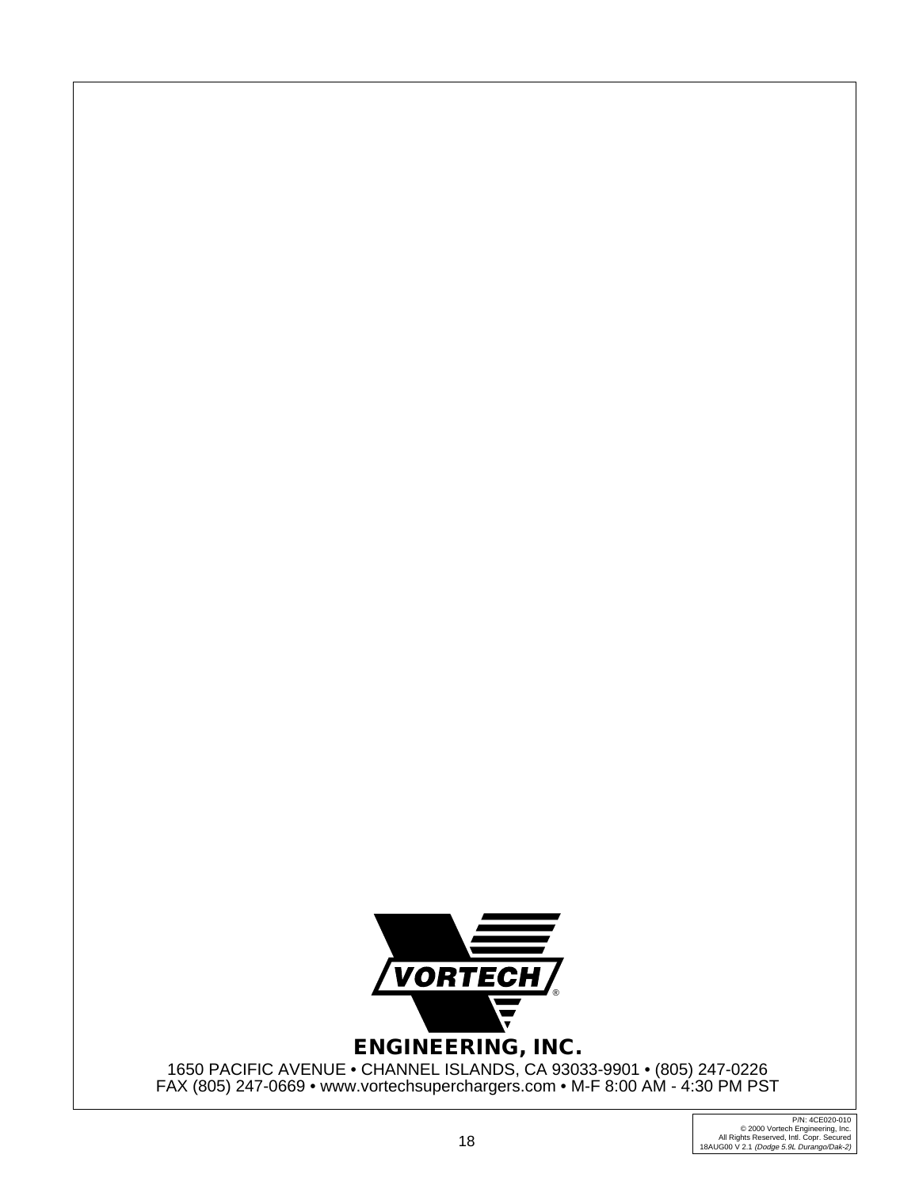VORTECH®

ENGINEERING, INC.

1650 PACIFIC AVENUE • CHANNEL ISLANDS, CA 93033-9901 • (805) 247-0226
FAX (805) 247-0669 • www.vortechsuperchargers.com • M-F 8:00 AM - 4:30 PM PST

P/N: 4CE020-010
© 2000 Vortech Engineering, Inc.
All Rights Reserved, Intl. Copr. Secured
18AUG00 V 2.1 *(Dodge 5.9L Durango/Dak-2)*